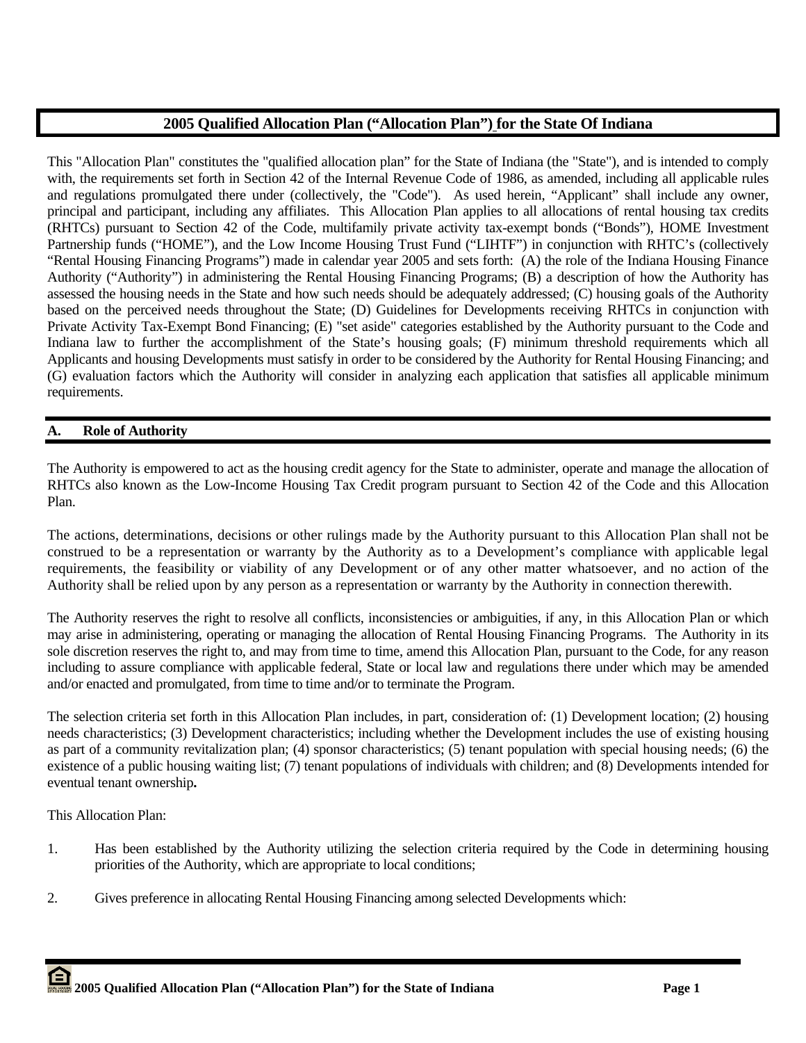# 2005 Qualified Allocation Plan ("Allocation Plan") for the State Of Indiana

This "Allocation Plan" constitutes the "qualified allocation plan" for the State of Indiana (the "State"), and is intended to comply with, the requirements set forth in Section 42 of the Internal Revenue Code of 1986, as amended, including all applicable rules and regulations promulgated there under (collectively, the "Code"). As used herein, "Applicant" shall include any owner, principal and participant, including any affiliates. This Allocation Plan applies to all allocations of rental housing tax credits (RHTCs) pursuant to Section 42 of the Code, multifamily private activity tax-exempt bonds ("Bonds"), HOME Investment Partnership funds ("HOME"), and the Low Income Housing Trust Fund ("LIHTF") in conjunction with RHTC's (collectively "Rental Housing Financing Programs") made in calendar year 2005 and sets forth: (A) the role of the Indiana Housing Finance Authority ("Authority") in administering the Rental Housing Financing Programs; (B) a description of how the Authority has assessed the housing needs in the State and how such needs should be adequately addressed; (C) housing goals of the Authority based on the perceived needs throughout the State; (D) Guidelines for Developments receiving RHTCs in conjunction with Private Activity Tax-Exempt Bond Financing; (E) "set aside" categories established by the Authority pursuant to the Code and Indiana law to further the accomplishment of the State's housing goals; (F) minimum threshold requirements which all Applicants and housing Developments must satisfy in order to be considered by the Authority for Rental Housing Financing; and (G) evaluation factors which the Authority will consider in analyzing each application that satisfies all applicable minimum requirements.

## A. Role of Authority

The Authority is empowered to act as the housing credit agency for the State to administer, operate and manage the allocation of RHTCs also known as the Low-Income Housing Tax Credit program pursuant to Section 42 of the Code and this Allocation Plan.

The actions, determinations, decisions or other rulings made by the Authority pursuant to this Allocation Plan shall not be construed to be a representation or warranty by the Authority as to a Development's compliance with applicable legal requirements, the feasibility or viability of any Development or of any other matter whatsoever, and no action of the Authority shall be relied upon by any person as a representation or warranty by the Authority in connection therewith.

The Authority reserves the right to resolve all conflicts, inconsistencies or ambiguities, if any, in this Allocation Plan or which may arise in administering, operating or managing the allocation of Rental Housing Financing Programs. The Authority in its sole discretion reserves the right to, and may from time to time, amend this Allocation Plan, pursuant to the Code, for any reason including to assure compliance with applicable federal, State or local law and regulations there under which may be amended and/or enacted and promulgated, from time to time and/or to terminate the Program.

The selection criteria set forth in this Allocation Plan includes, in part, consideration of: (1) Development location; (2) housing needs characteristics; (3) Development characteristics; including whether the Development includes the use of existing housing as part of a community revitalization plan; (4) sponsor characteristics; (5) tenant population with special housing needs; (6) the existence of a public housing waiting list; (7) tenant populations of individuals with children; and (8) Developments intended for eventual tenant ownership**.**

This Allocation Plan:

1. Has been established by the Authority utilizing the selection criteria required by the Code in determining housing priorities of the Authority, which are appropriate to local conditions;
2. Gives preference in allocating Rental Housing Financing among selected Developments which: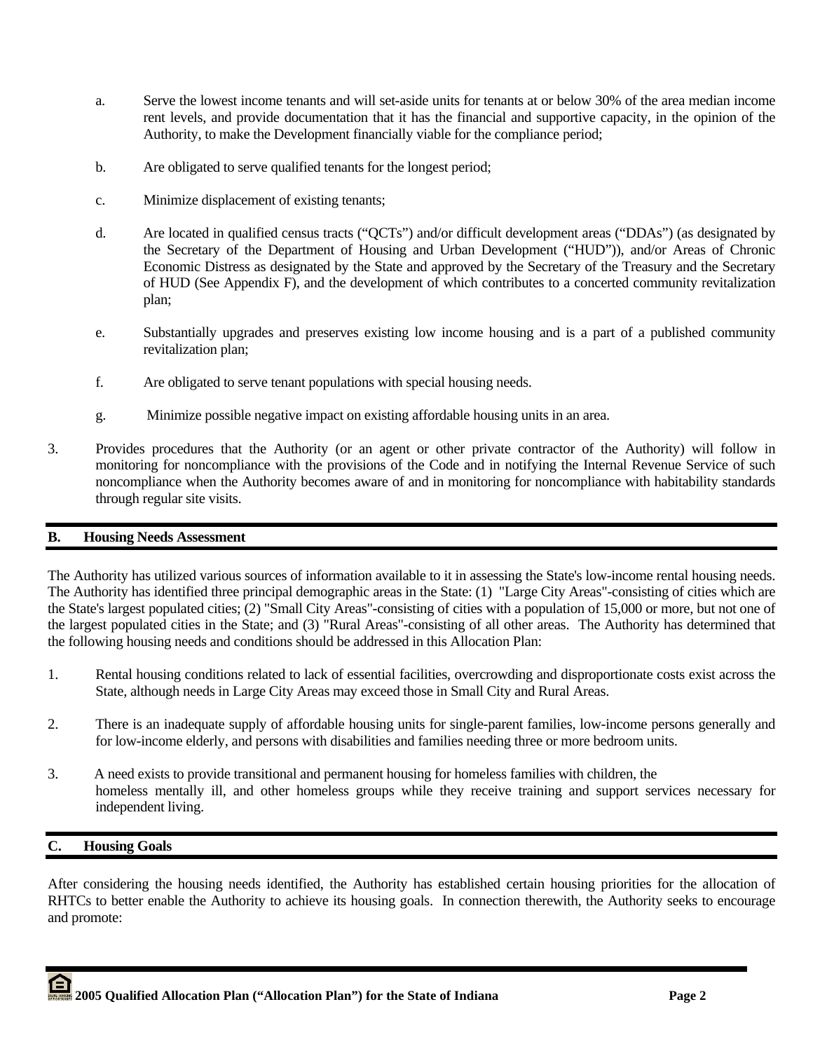a. Serve the lowest income tenants and will set-aside units for tenants at or below 30% of the area median income rent levels, and provide documentation that it has the financial and supportive capacity, in the opinion of the Authority, to make the Development financially viable for the compliance period;

b. Are obligated to serve qualified tenants for the longest period;

c. Minimize displacement of existing tenants;

d. Are located in qualified census tracts ("QCTs") and/or difficult development areas ("DDAs") (as designated by the Secretary of the Department of Housing and Urban Development ("HUD")), and/or Areas of Chronic Economic Distress as designated by the State and approved by the Secretary of the Treasury and the Secretary of HUD (See Appendix F), and the development of which contributes to a concerted community revitalization plan;

e. Substantially upgrades and preserves existing low income housing and is a part of a published community revitalization plan;

f. Are obligated to serve tenant populations with special housing needs.

g. Minimize possible negative impact on existing affordable housing units in an area.

3. Provides procedures that the Authority (or an agent or other private contractor of the Authority) will follow in monitoring for noncompliance with the provisions of the Code and in notifying the Internal Revenue Service of such noncompliance when the Authority becomes aware of and in monitoring for noncompliance with habitability standards through regular site visits.

## B. Housing Needs Assessment

The Authority has utilized various sources of information available to it in assessing the State's low-income rental housing needs. The Authority has identified three principal demographic areas in the State: (1) "Large City Areas"-consisting of cities which are the State's largest populated cities; (2) "Small City Areas"-consisting of cities with a population of 15,000 or more, but not one of the largest populated cities in the State; and (3) "Rural Areas"-consisting of all other areas. The Authority has determined that the following housing needs and conditions should be addressed in this Allocation Plan:

1. Rental housing conditions related to lack of essential facilities, overcrowding and disproportionate costs exist across the State, although needs in Large City Areas may exceed those in Small City and Rural Areas.

2. There is an inadequate supply of affordable housing units for single-parent families, low-income persons generally and for low-income elderly, and persons with disabilities and families needing three or more bedroom units.

3. A need exists to provide transitional and permanent housing for homeless families with children, the homeless mentally ill, and other homeless groups while they receive training and support services necessary for independent living.

## C. Housing Goals

After considering the housing needs identified, the Authority has established certain housing priorities for the allocation of RHTCs to better enable the Authority to achieve its housing goals. In connection therewith, the Authority seeks to encourage and promote: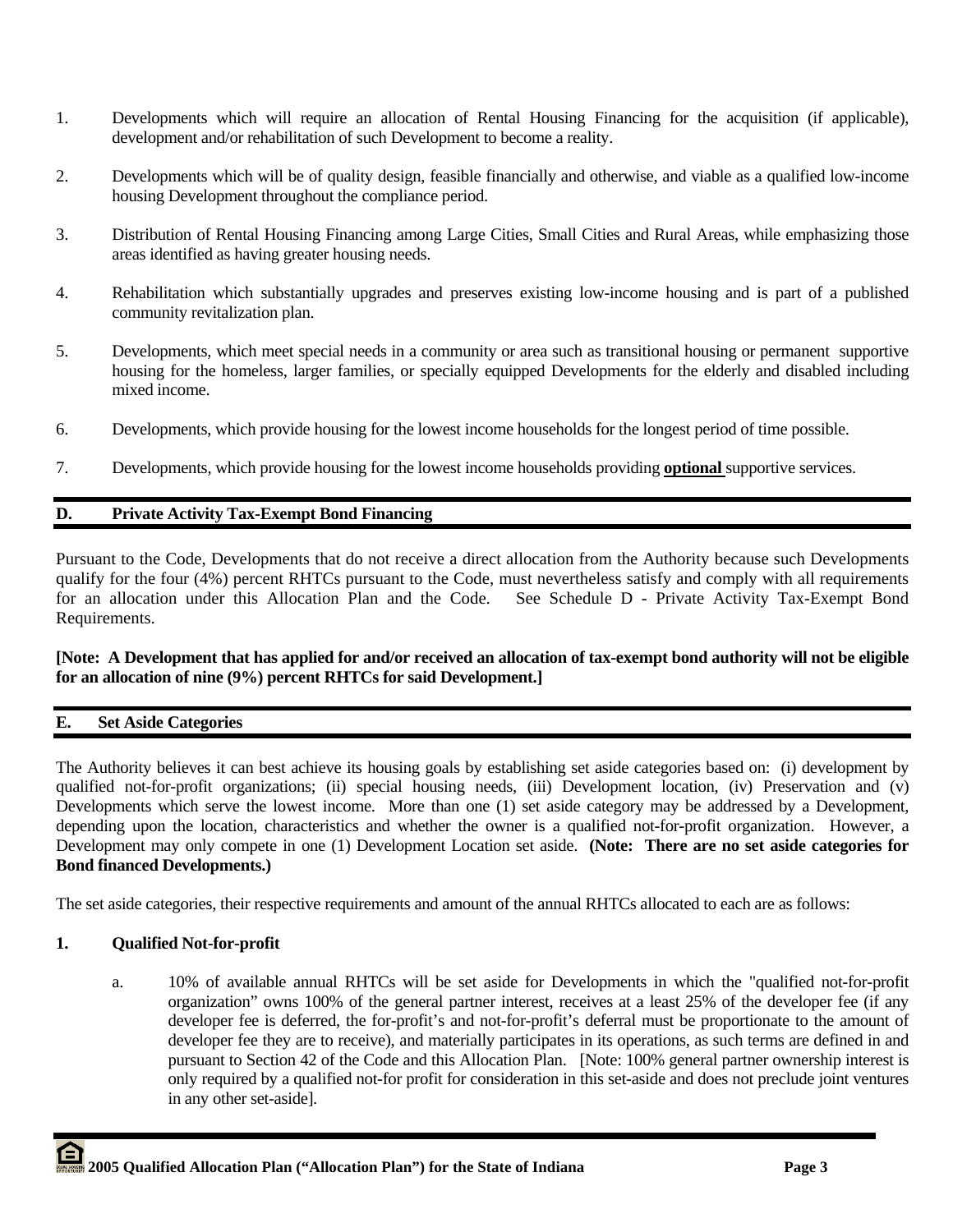1. Developments which will require an allocation of Rental Housing Financing for the acquisition (if applicable), development and/or rehabilitation of such Development to become a reality.

2. Developments which will be of quality design, feasible financially and otherwise, and viable as a qualified low-income housing Development throughout the compliance period.

3. Distribution of Rental Housing Financing among Large Cities, Small Cities and Rural Areas, while emphasizing those areas identified as having greater housing needs.

4. Rehabilitation which substantially upgrades and preserves existing low-income housing and is part of a published community revitalization plan.

5. Developments, which meet special needs in a community or area such as transitional housing or permanent supportive housing for the homeless, larger families, or specially equipped Developments for the elderly and disabled including mixed income.

6. Developments, which provide housing for the lowest income households for the longest period of time possible.

7. Developments, which provide housing for the lowest income households providing **optional** supportive services.

## D. Private Activity Tax-Exempt Bond Financing

Pursuant to the Code, Developments that do not receive a direct allocation from the Authority because such Developments qualify for the four (4%) percent RHTCs pursuant to the Code, must nevertheless satisfy and comply with all requirements for an allocation under this Allocation Plan and the Code. See Schedule D - Private Activity Tax-Exempt Bond Requirements.

**[Note: A Development that has applied for and/or received an allocation of tax-exempt bond authority will not be eligible for an allocation of nine (9%) percent RHTCs for said Development.]**

## E. Set Aside Categories

The Authority believes it can best achieve its housing goals by establishing set aside categories based on: (i) development by qualified not-for-profit organizations; (ii) special housing needs, (iii) Development location, (iv) Preservation and (v) Developments which serve the lowest income. More than one (1) set aside category may be addressed by a Development, depending upon the location, characteristics and whether the owner is a qualified not-for-profit organization. However, a Development may only compete in one (1) Development Location set aside. **(Note: There are no set aside categories for Bond financed Developments.)**

The set aside categories, their respective requirements and amount of the annual RHTCs allocated to each are as follows:

### 1. Qualified Not-for-profit

a. 10% of available annual RHTCs will be set aside for Developments in which the "qualified not-for-profit organization" owns 100% of the general partner interest, receives at a least 25% of the developer fee (if any developer fee is deferred, the for-profit's and not-for-profit's deferral must be proportionate to the amount of developer fee they are to receive), and materially participates in its operations, as such terms are defined in and pursuant to Section 42 of the Code and this Allocation Plan. [Note: 100% general partner ownership interest is only required by a qualified not-for profit for consideration in this set-aside and does not preclude joint ventures in any other set-aside].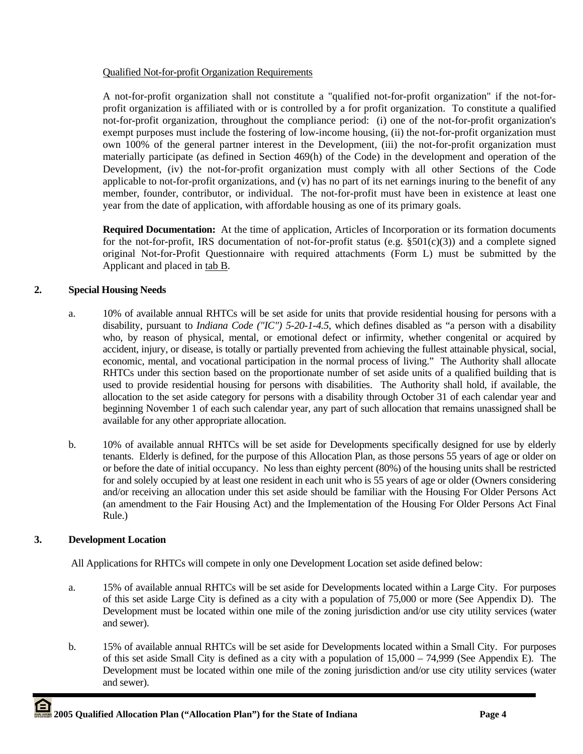Qualified Not-for-profit Organization Requirements

A not-for-profit organization shall not constitute a "qualified not-for-profit organization" if the not-for-profit organization is affiliated with or is controlled by a for profit organization. To constitute a qualified not-for-profit organization, throughout the compliance period: (i) one of the not-for-profit organization's exempt purposes must include the fostering of low-income housing, (ii) the not-for-profit organization must own 100% of the general partner interest in the Development, (iii) the not-for-profit organization must materially participate (as defined in Section 469(h) of the Code) in the development and operation of the Development, (iv) the not-for-profit organization must comply with all other Sections of the Code applicable to not-for-profit organizations, and (v) has no part of its net earnings inuring to the benefit of any member, founder, contributor, or individual. The not-for-profit must have been in existence at least one year from the date of application, with affordable housing as one of its primary goals.

**Required Documentation:** At the time of application, Articles of Incorporation or its formation documents for the not-for-profit, IRS documentation of not-for-profit status (e.g. §501(c)(3)) and a complete signed original Not-for-Profit Questionnaire with required attachments (Form L) must be submitted by the Applicant and placed in tab B.

**2. Special Housing Needs**

a. 10% of available annual RHTCs will be set aside for units that provide residential housing for persons with a disability, pursuant to *Indiana Code ("IC") 5-20-1-4.5*, which defines disabled as "a person with a disability who, by reason of physical, mental, or emotional defect or infirmity, whether congenital or acquired by accident, injury, or disease, is totally or partially prevented from achieving the fullest attainable physical, social, economic, mental, and vocational participation in the normal process of living." The Authority shall allocate RHTCs under this section based on the proportionate number of set aside units of a qualified building that is used to provide residential housing for persons with disabilities. The Authority shall hold, if available, the allocation to the set aside category for persons with a disability through October 31 of each calendar year and beginning November 1 of each such calendar year, any part of such allocation that remains unassigned shall be available for any other appropriate allocation.

b. 10% of available annual RHTCs will be set aside for Developments specifically designed for use by elderly tenants. Elderly is defined, for the purpose of this Allocation Plan, as those persons 55 years of age or older on or before the date of initial occupancy. No less than eighty percent (80%) of the housing units shall be restricted for and solely occupied by at least one resident in each unit who is 55 years of age or older (Owners considering and/or receiving an allocation under this set aside should be familiar with the Housing For Older Persons Act (an amendment to the Fair Housing Act) and the Implementation of the Housing For Older Persons Act Final Rule.)

**3. Development Location**

All Applications for RHTCs will compete in only one Development Location set aside defined below:

a. 15% of available annual RHTCs will be set aside for Developments located within a Large City. For purposes of this set aside Large City is defined as a city with a population of 75,000 or more (See Appendix D). The Development must be located within one mile of the zoning jurisdiction and/or use city utility services (water and sewer).

b. 15% of available annual RHTCs will be set aside for Developments located within a Small City. For purposes of this set aside Small City is defined as a city with a population of 15,000 – 74,999 (See Appendix E). The Development must be located within one mile of the zoning jurisdiction and/or use city utility services (water and sewer).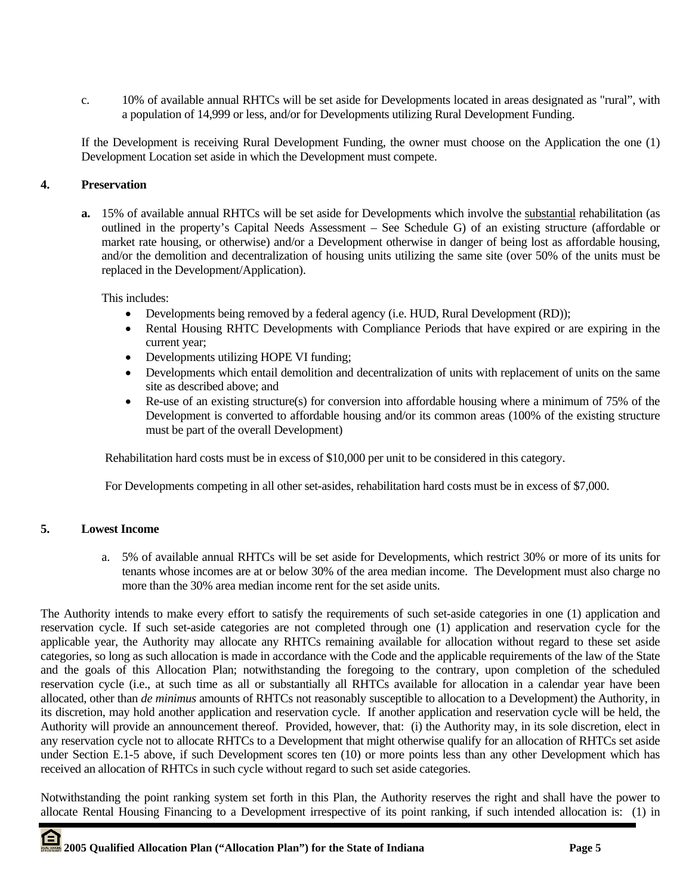c. 10% of available annual RHTCs will be set aside for Developments located in areas designated as "rural", with a population of 14,999 or less, and/or for Developments utilizing Rural Development Funding.

If the Development is receiving Rural Development Funding, the owner must choose on the Application the one (1) Development Location set aside in which the Development must compete.

**4. Preservation**

**a.** 15% of available annual RHTCs will be set aside for Developments which involve the substantial rehabilitation (as outlined in the property's Capital Needs Assessment – See Schedule G) of an existing structure (affordable or market rate housing, or otherwise) and/or a Development otherwise in danger of being lost as affordable housing, and/or the demolition and decentralization of housing units utilizing the same site (over 50% of the units must be replaced in the Development/Application).

This includes:

- Developments being removed by a federal agency (i.e. HUD, Rural Development (RD));
- Rental Housing RHTC Developments with Compliance Periods that have expired or are expiring in the current year;
- Developments utilizing HOPE VI funding;
- Developments which entail demolition and decentralization of units with replacement of units on the same site as described above; and
- Re-use of an existing structure(s) for conversion into affordable housing where a minimum of 75% of the Development is converted to affordable housing and/or its common areas (100% of the existing structure must be part of the overall Development)

Rehabilitation hard costs must be in excess of $10,000 per unit to be considered in this category.

For Developments competing in all other set-asides, rehabilitation hard costs must be in excess of $7,000.

**5. Lowest Income**

a. 5% of available annual RHTCs will be set aside for Developments, which restrict 30% or more of its units for tenants whose incomes are at or below 30% of the area median income. The Development must also charge no more than the 30% area median income rent for the set aside units.

The Authority intends to make every effort to satisfy the requirements of such set-aside categories in one (1) application and reservation cycle. If such set-aside categories are not completed through one (1) application and reservation cycle for the applicable year, the Authority may allocate any RHTCs remaining available for allocation without regard to these set aside categories, so long as such allocation is made in accordance with the Code and the applicable requirements of the law of the State and the goals of this Allocation Plan; notwithstanding the foregoing to the contrary, upon completion of the scheduled reservation cycle (i.e., at such time as all or substantially all RHTCs available for allocation in a calendar year have been allocated, other than *de minimus* amounts of RHTCs not reasonably susceptible to allocation to a Development) the Authority, in its discretion, may hold another application and reservation cycle. If another application and reservation cycle will be held, the Authority will provide an announcement thereof. Provided, however, that: (i) the Authority may, in its sole discretion, elect in any reservation cycle not to allocate RHTCs to a Development that might otherwise qualify for an allocation of RHTCs set aside under Section E.1-5 above, if such Development scores ten (10) or more points less than any other Development which has received an allocation of RHTCs in such cycle without regard to such set aside categories.

Notwithstanding the point ranking system set forth in this Plan, the Authority reserves the right and shall have the power to allocate Rental Housing Financing to a Development irrespective of its point ranking, if such intended allocation is: (1) in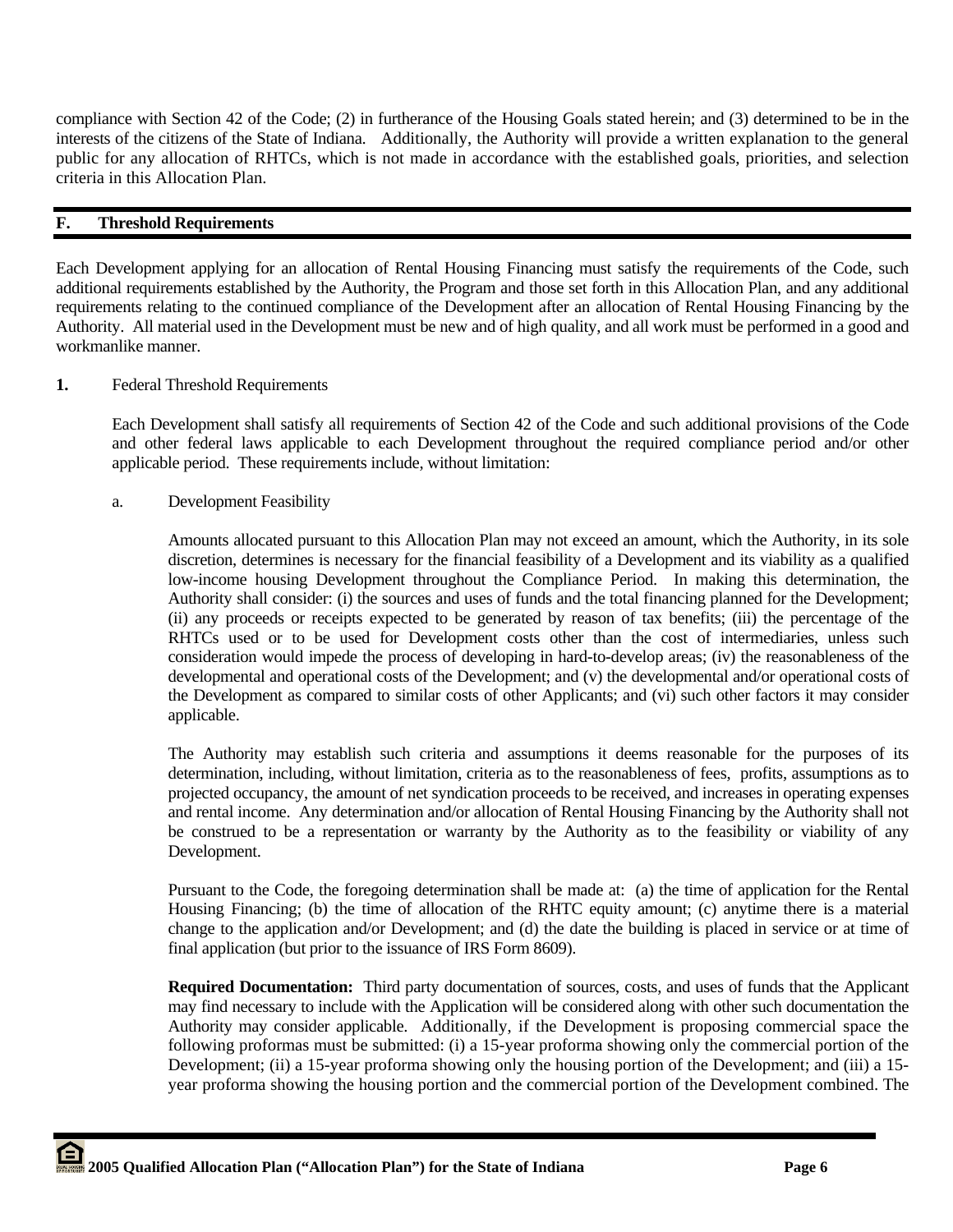compliance with Section 42 of the Code; (2) in furtherance of the Housing Goals stated herein; and (3) determined to be in the interests of the citizens of the State of Indiana. Additionally, the Authority will provide a written explanation to the general public for any allocation of RHTCs, which is not made in accordance with the established goals, priorities, and selection criteria in this Allocation Plan.

## F. Threshold Requirements

Each Development applying for an allocation of Rental Housing Financing must satisfy the requirements of the Code, such additional requirements established by the Authority, the Program and those set forth in this Allocation Plan, and any additional requirements relating to the continued compliance of the Development after an allocation of Rental Housing Financing by the Authority. All material used in the Development must be new and of high quality, and all work must be performed in a good and workmanlike manner.

**1.** Federal Threshold Requirements

Each Development shall satisfy all requirements of Section 42 of the Code and such additional provisions of the Code and other federal laws applicable to each Development throughout the required compliance period and/or other applicable period. These requirements include, without limitation:

a. Development Feasibility

Amounts allocated pursuant to this Allocation Plan may not exceed an amount, which the Authority, in its sole discretion, determines is necessary for the financial feasibility of a Development and its viability as a qualified low-income housing Development throughout the Compliance Period. In making this determination, the Authority shall consider: (i) the sources and uses of funds and the total financing planned for the Development; (ii) any proceeds or receipts expected to be generated by reason of tax benefits; (iii) the percentage of the RHTCs used or to be used for Development costs other than the cost of intermediaries, unless such consideration would impede the process of developing in hard-to-develop areas; (iv) the reasonableness of the developmental and operational costs of the Development; and (v) the developmental and/or operational costs of the Development as compared to similar costs of other Applicants; and (vi) such other factors it may consider applicable.

The Authority may establish such criteria and assumptions it deems reasonable for the purposes of its determination, including, without limitation, criteria as to the reasonableness of fees, profits, assumptions as to projected occupancy, the amount of net syndication proceeds to be received, and increases in operating expenses and rental income. Any determination and/or allocation of Rental Housing Financing by the Authority shall not be construed to be a representation or warranty by the Authority as to the feasibility or viability of any Development.

Pursuant to the Code, the foregoing determination shall be made at: (a) the time of application for the Rental Housing Financing; (b) the time of allocation of the RHTC equity amount; (c) anytime there is a material change to the application and/or Development; and (d) the date the building is placed in service or at time of final application (but prior to the issuance of IRS Form 8609).

**Required Documentation:** Third party documentation of sources, costs, and uses of funds that the Applicant may find necessary to include with the Application will be considered along with other such documentation the Authority may consider applicable. Additionally, if the Development is proposing commercial space the following proformas must be submitted: (i) a 15-year proforma showing only the commercial portion of the Development; (ii) a 15-year proforma showing only the housing portion of the Development; and (iii) a 15-year proforma showing the housing portion and the commercial portion of the Development combined. The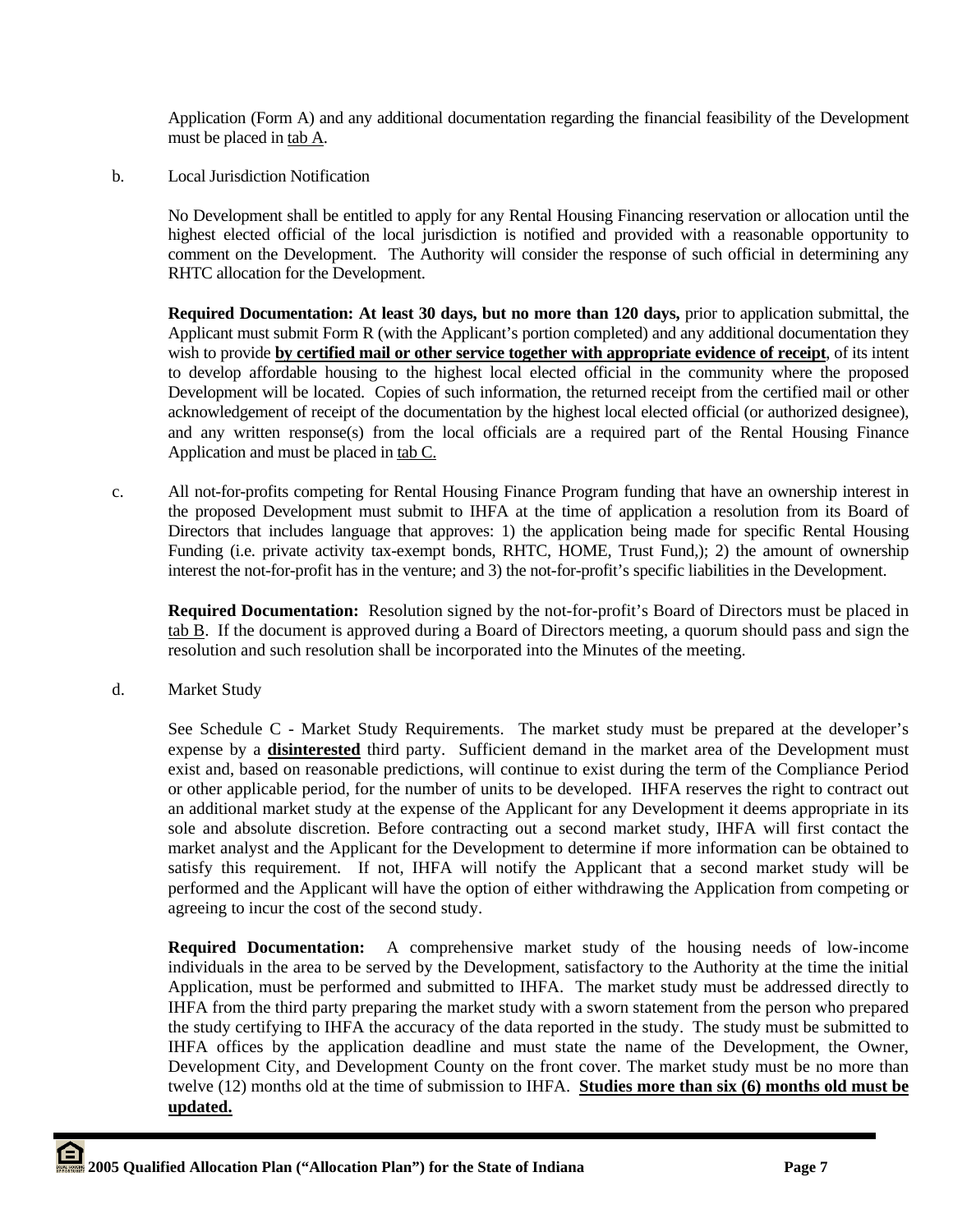Application (Form A) and any additional documentation regarding the financial feasibility of the Development must be placed in tab A.

b. Local Jurisdiction Notification

No Development shall be entitled to apply for any Rental Housing Financing reservation or allocation until the highest elected official of the local jurisdiction is notified and provided with a reasonable opportunity to comment on the Development. The Authority will consider the response of such official in determining any RHTC allocation for the Development.

**Required Documentation: At least 30 days, but no more than 120 days,** prior to application submittal, the Applicant must submit Form R (with the Applicant's portion completed) and any additional documentation they wish to provide **by certified mail or other service together with appropriate evidence of receipt**, of its intent to develop affordable housing to the highest local elected official in the community where the proposed Development will be located. Copies of such information, the returned receipt from the certified mail or other acknowledgement of receipt of the documentation by the highest local elected official (or authorized designee), and any written response(s) from the local officials are a required part of the Rental Housing Finance Application and must be placed in tab C.

c. All not-for-profits competing for Rental Housing Finance Program funding that have an ownership interest in the proposed Development must submit to IHFA at the time of application a resolution from its Board of Directors that includes language that approves: 1) the application being made for specific Rental Housing Funding (i.e. private activity tax-exempt bonds, RHTC, HOME, Trust Fund,); 2) the amount of ownership interest the not-for-profit has in the venture; and 3) the not-for-profit's specific liabilities in the Development.

**Required Documentation:** Resolution signed by the not-for-profit's Board of Directors must be placed in tab B. If the document is approved during a Board of Directors meeting, a quorum should pass and sign the resolution and such resolution shall be incorporated into the Minutes of the meeting.

d. Market Study

See Schedule C - Market Study Requirements. The market study must be prepared at the developer's expense by a **disinterested** third party. Sufficient demand in the market area of the Development must exist and, based on reasonable predictions, will continue to exist during the term of the Compliance Period or other applicable period, for the number of units to be developed. IHFA reserves the right to contract out an additional market study at the expense of the Applicant for any Development it deems appropriate in its sole and absolute discretion. Before contracting out a second market study, IHFA will first contact the market analyst and the Applicant for the Development to determine if more information can be obtained to satisfy this requirement. If not, IHFA will notify the Applicant that a second market study will be performed and the Applicant will have the option of either withdrawing the Application from competing or agreeing to incur the cost of the second study.

**Required Documentation:** A comprehensive market study of the housing needs of low-income individuals in the area to be served by the Development, satisfactory to the Authority at the time the initial Application, must be performed and submitted to IHFA. The market study must be addressed directly to IHFA from the third party preparing the market study with a sworn statement from the person who prepared the study certifying to IHFA the accuracy of the data reported in the study. The study must be submitted to IHFA offices by the application deadline and must state the name of the Development, the Owner, Development City, and Development County on the front cover. The market study must be no more than twelve (12) months old at the time of submission to IHFA. **Studies more than six (6) months old must be updated.**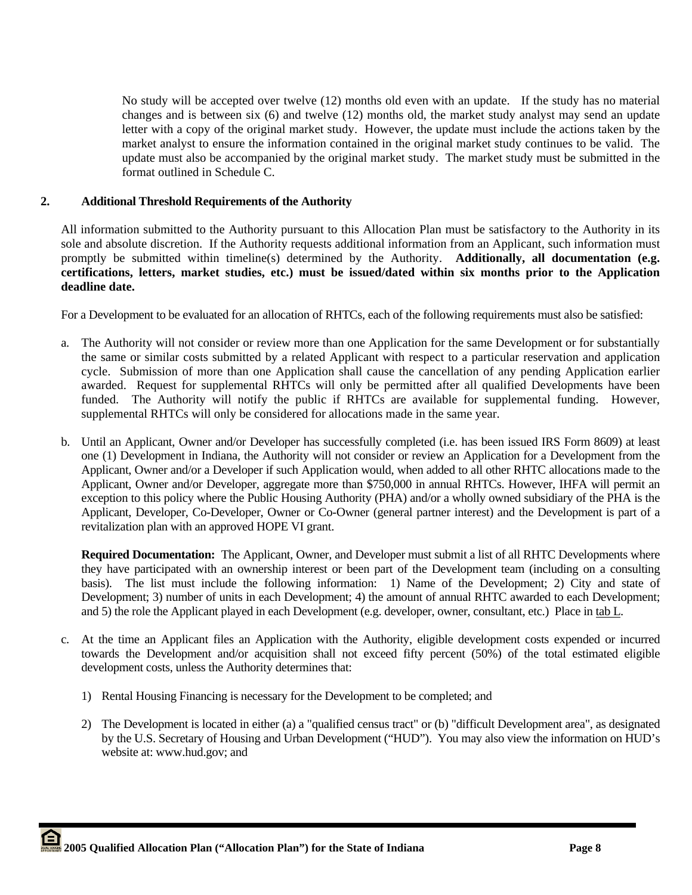No study will be accepted over twelve (12) months old even with an update. If the study has no material changes and is between six (6) and twelve (12) months old, the market study analyst may send an update letter with a copy of the original market study. However, the update must include the actions taken by the market analyst to ensure the information contained in the original market study continues to be valid. The update must also be accompanied by the original market study. The market study must be submitted in the format outlined in Schedule C.

## 2. Additional Threshold Requirements of the Authority

All information submitted to the Authority pursuant to this Allocation Plan must be satisfactory to the Authority in its sole and absolute discretion. If the Authority requests additional information from an Applicant, such information must promptly be submitted within timeline(s) determined by the Authority. **Additionally, all documentation (e.g. certifications, letters, market studies, etc.) must be issued/dated within six months prior to the Application deadline date.**

For a Development to be evaluated for an allocation of RHTCs, each of the following requirements must also be satisfied:

a. The Authority will not consider or review more than one Application for the same Development or for substantially the same or similar costs submitted by a related Applicant with respect to a particular reservation and application cycle. Submission of more than one Application shall cause the cancellation of any pending Application earlier awarded. Request for supplemental RHTCs will only be permitted after all qualified Developments have been funded. The Authority will notify the public if RHTCs are available for supplemental funding. However, supplemental RHTCs will only be considered for allocations made in the same year.

b. Until an Applicant, Owner and/or Developer has successfully completed (i.e. has been issued IRS Form 8609) at least one (1) Development in Indiana, the Authority will not consider or review an Application for a Development from the Applicant, Owner and/or a Developer if such Application would, when added to all other RHTC allocations made to the Applicant, Owner and/or Developer, aggregate more than $750,000 in annual RHTCs. However, IHFA will permit an exception to this policy where the Public Housing Authority (PHA) and/or a wholly owned subsidiary of the PHA is the Applicant, Developer, Co-Developer, Owner or Co-Owner (general partner interest) and the Development is part of a revitalization plan with an approved HOPE VI grant.

   **Required Documentation:** The Applicant, Owner, and Developer must submit a list of all RHTC Developments where they have participated with an ownership interest or been part of the Development team (including on a consulting basis). The list must include the following information: 1) Name of the Development; 2) City and state of Development; 3) number of units in each Development; 4) the amount of annual RHTC awarded to each Development; and 5) the role the Applicant played in each Development (e.g. developer, owner, consultant, etc.) Place in tab L.

c. At the time an Applicant files an Application with the Authority, eligible development costs expended or incurred towards the Development and/or acquisition shall not exceed fifty percent (50%) of the total estimated eligible development costs, unless the Authority determines that:

   1) Rental Housing Financing is necessary for the Development to be completed; and

   2) The Development is located in either (a) a "qualified census tract" or (b) "difficult Development area", as designated by the U.S. Secretary of Housing and Urban Development ("HUD"). You may also view the information on HUD's website at: www.hud.gov; and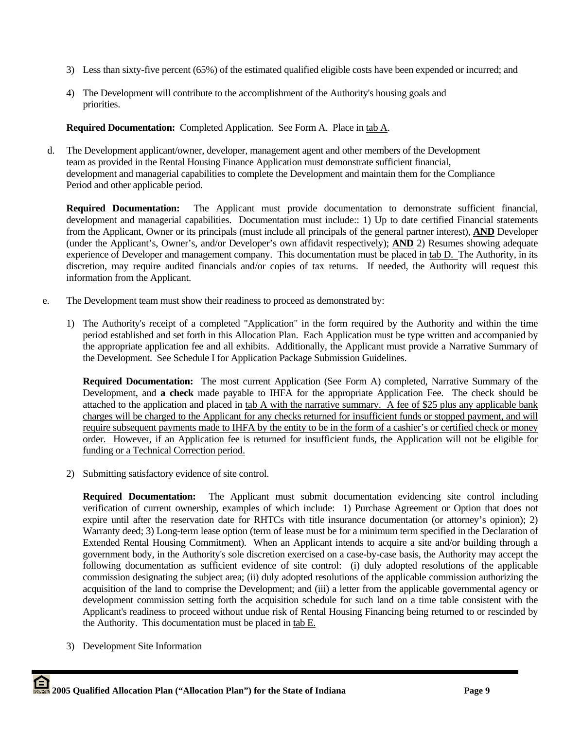3) Less than sixty-five percent (65%) of the estimated qualified eligible costs have been expended or incurred; and

4) The Development will contribute to the accomplishment of the Authority's housing goals and priorities.

**Required Documentation:** Completed Application. See Form A. Place in tab A.

d. The Development applicant/owner, developer, management agent and other members of the Development team as provided in the Rental Housing Finance Application must demonstrate sufficient financial, development and managerial capabilities to complete the Development and maintain them for the Compliance Period and other applicable period.

**Required Documentation:** The Applicant must provide documentation to demonstrate sufficient financial, development and managerial capabilities. Documentation must include:: 1) Up to date certified Financial statements from the Applicant, Owner or its principals (must include all principals of the general partner interest), **AND** Developer (under the Applicant's, Owner's, and/or Developer's own affidavit respectively); **AND** 2) Resumes showing adequate experience of Developer and management company. This documentation must be placed in tab D. The Authority, in its discretion, may require audited financials and/or copies of tax returns. If needed, the Authority will request this information from the Applicant.

e. The Development team must show their readiness to proceed as demonstrated by:

1) The Authority's receipt of a completed "Application" in the form required by the Authority and within the time period established and set forth in this Allocation Plan. Each Application must be type written and accompanied by the appropriate application fee and all exhibits. Additionally, the Applicant must provide a Narrative Summary of the Development. See Schedule I for Application Package Submission Guidelines.

**Required Documentation:** The most current Application (See Form A) completed, Narrative Summary of the Development, and **a check** made payable to IHFA for the appropriate Application Fee. The check should be attached to the application and placed in tab A with the narrative summary. A fee of $25 plus any applicable bank charges will be charged to the Applicant for any checks returned for insufficient funds or stopped payment, and will require subsequent payments made to IHFA by the entity to be in the form of a cashier's or certified check or money order. However, if an Application fee is returned for insufficient funds, the Application will not be eligible for funding or a Technical Correction period.

2) Submitting satisfactory evidence of site control.

**Required Documentation:** The Applicant must submit documentation evidencing site control including verification of current ownership, examples of which include: 1) Purchase Agreement or Option that does not expire until after the reservation date for RHTCs with title insurance documentation (or attorney's opinion); 2) Warranty deed; 3) Long-term lease option (term of lease must be for a minimum term specified in the Declaration of Extended Rental Housing Commitment). When an Applicant intends to acquire a site and/or building through a government body, in the Authority's sole discretion exercised on a case-by-case basis, the Authority may accept the following documentation as sufficient evidence of site control: (i) duly adopted resolutions of the applicable commission designating the subject area; (ii) duly adopted resolutions of the applicable commission authorizing the acquisition of the land to comprise the Development; and (iii) a letter from the applicable governmental agency or development commission setting forth the acquisition schedule for such land on a time table consistent with the Applicant's readiness to proceed without undue risk of Rental Housing Financing being returned to or rescinded by the Authority. This documentation must be placed in tab E.

3) Development Site Information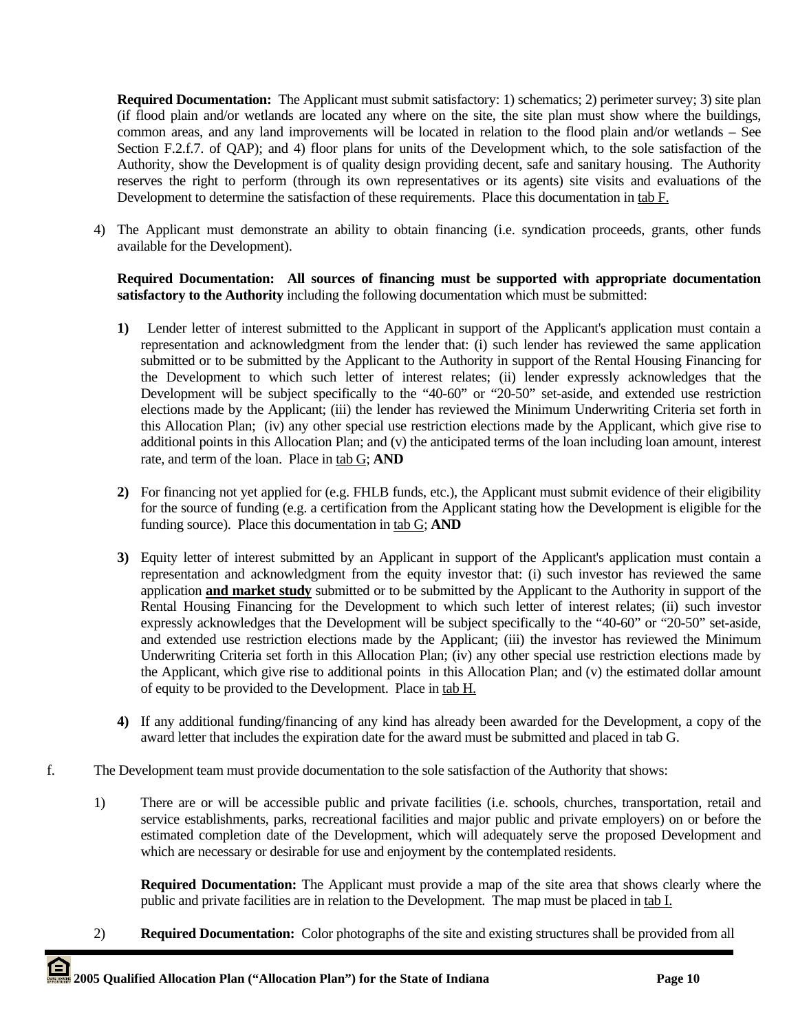**Required Documentation:** The Applicant must submit satisfactory: 1) schematics; 2) perimeter survey; 3) site plan (if flood plain and/or wetlands are located any where on the site, the site plan must show where the buildings, common areas, and any land improvements will be located in relation to the flood plain and/or wetlands – See Section F.2.f.7. of QAP); and 4) floor plans for units of the Development which, to the sole satisfaction of the Authority, show the Development is of quality design providing decent, safe and sanitary housing. The Authority reserves the right to perform (through its own representatives or its agents) site visits and evaluations of the Development to determine the satisfaction of these requirements. Place this documentation in tab F.

4) The Applicant must demonstrate an ability to obtain financing (i.e. syndication proceeds, grants, other funds available for the Development).

**Required Documentation: All sources of financing must be supported with appropriate documentation satisfactory to the Authority** including the following documentation which must be submitted:

**1)** Lender letter of interest submitted to the Applicant in support of the Applicant's application must contain a representation and acknowledgment from the lender that: (i) such lender has reviewed the same application submitted or to be submitted by the Applicant to the Authority in support of the Rental Housing Financing for the Development to which such letter of interest relates; (ii) lender expressly acknowledges that the Development will be subject specifically to the "40-60" or "20-50" set-aside, and extended use restriction elections made by the Applicant; (iii) the lender has reviewed the Minimum Underwriting Criteria set forth in this Allocation Plan; (iv) any other special use restriction elections made by the Applicant, which give rise to additional points in this Allocation Plan; and (v) the anticipated terms of the loan including loan amount, interest rate, and term of the loan. Place in tab G; **AND**

**2)** For financing not yet applied for (e.g. FHLB funds, etc.), the Applicant must submit evidence of their eligibility for the source of funding (e.g. a certification from the Applicant stating how the Development is eligible for the funding source). Place this documentation in tab G; **AND**

**3)** Equity letter of interest submitted by an Applicant in support of the Applicant's application must contain a representation and acknowledgment from the equity investor that: (i) such investor has reviewed the same application **and market study** submitted or to be submitted by the Applicant to the Authority in support of the Rental Housing Financing for the Development to which such letter of interest relates; (ii) such investor expressly acknowledges that the Development will be subject specifically to the "40-60" or "20-50" set-aside, and extended use restriction elections made by the Applicant; (iii) the investor has reviewed the Minimum Underwriting Criteria set forth in this Allocation Plan; (iv) any other special use restriction elections made by the Applicant, which give rise to additional points in this Allocation Plan; and (v) the estimated dollar amount of equity to be provided to the Development. Place in tab H.

**4)** If any additional funding/financing of any kind has already been awarded for the Development, a copy of the award letter that includes the expiration date for the award must be submitted and placed in tab G.

f. The Development team must provide documentation to the sole satisfaction of the Authority that shows:

1) There are or will be accessible public and private facilities (i.e. schools, churches, transportation, retail and service establishments, parks, recreational facilities and major public and private employers) on or before the estimated completion date of the Development, which will adequately serve the proposed Development and which are necessary or desirable for use and enjoyment by the contemplated residents.

**Required Documentation:** The Applicant must provide a map of the site area that shows clearly where the public and private facilities are in relation to the Development. The map must be placed in tab I.

2) **Required Documentation:** Color photographs of the site and existing structures shall be provided from all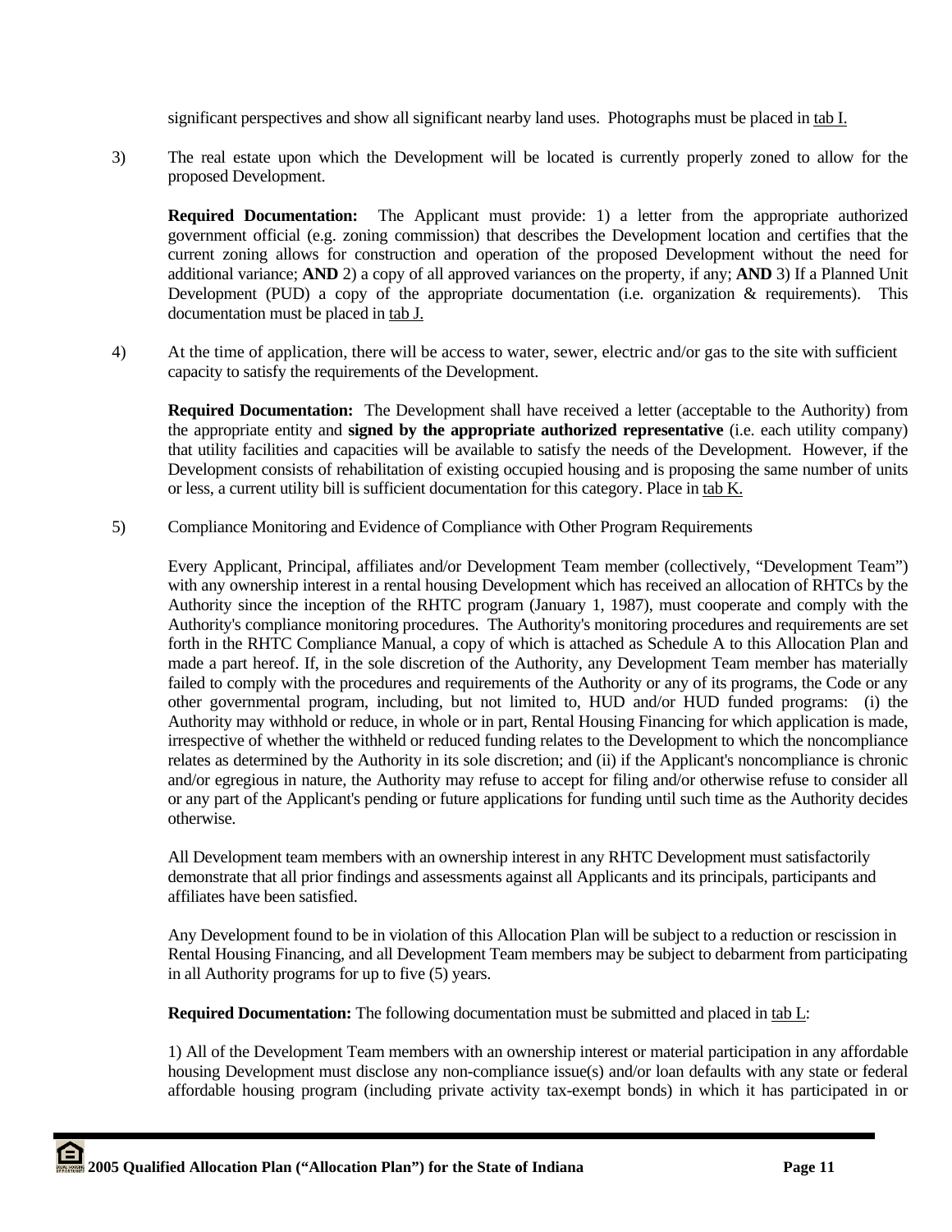significant perspectives and show all significant nearby land uses. Photographs must be placed in tab I.

3) The real estate upon which the Development will be located is currently properly zoned to allow for the proposed Development.

   **Required Documentation:** The Applicant must provide: 1) a letter from the appropriate authorized government official (e.g. zoning commission) that describes the Development location and certifies that the current zoning allows for construction and operation of the proposed Development without the need for additional variance; **AND** 2) a copy of all approved variances on the property, if any; **AND** 3) If a Planned Unit Development (PUD) a copy of the appropriate documentation (i.e. organization & requirements). This documentation must be placed in tab J.

4) At the time of application, there will be access to water, sewer, electric and/or gas to the site with sufficient capacity to satisfy the requirements of the Development.

   **Required Documentation:** The Development shall have received a letter (acceptable to the Authority) from the appropriate entity and **signed by the appropriate authorized representative** (i.e. each utility company) that utility facilities and capacities will be available to satisfy the needs of the Development. However, if the Development consists of rehabilitation of existing occupied housing and is proposing the same number of units or less, a current utility bill is sufficient documentation for this category. Place in tab K.

5) Compliance Monitoring and Evidence of Compliance with Other Program Requirements

   Every Applicant, Principal, affiliates and/or Development Team member (collectively, "Development Team") with any ownership interest in a rental housing Development which has received an allocation of RHTCs by the Authority since the inception of the RHTC program (January 1, 1987), must cooperate and comply with the Authority's compliance monitoring procedures. The Authority's monitoring procedures and requirements are set forth in the RHTC Compliance Manual, a copy of which is attached as Schedule A to this Allocation Plan and made a part hereof. If, in the sole discretion of the Authority, any Development Team member has materially failed to comply with the procedures and requirements of the Authority or any of its programs, the Code or any other governmental program, including, but not limited to, HUD and/or HUD funded programs: (i) the Authority may withhold or reduce, in whole or in part, Rental Housing Financing for which application is made, irrespective of whether the withheld or reduced funding relates to the Development to which the noncompliance relates as determined by the Authority in its sole discretion; and (ii) if the Applicant's noncompliance is chronic and/or egregious in nature, the Authority may refuse to accept for filing and/or otherwise refuse to consider all or any part of the Applicant's pending or future applications for funding until such time as the Authority decides otherwise.

   All Development team members with an ownership interest in any RHTC Development must satisfactorily demonstrate that all prior findings and assessments against all Applicants and its principals, participants and affiliates have been satisfied.

   Any Development found to be in violation of this Allocation Plan will be subject to a reduction or rescission in Rental Housing Financing, and all Development Team members may be subject to debarment from participating in all Authority programs for up to five (5) years.

   **Required Documentation:** The following documentation must be submitted and placed in tab L:

   1) All of the Development Team members with an ownership interest or material participation in any affordable housing Development must disclose any non-compliance issue(s) and/or loan defaults with any state or federal affordable housing program (including private activity tax-exempt bonds) in which it has participated in or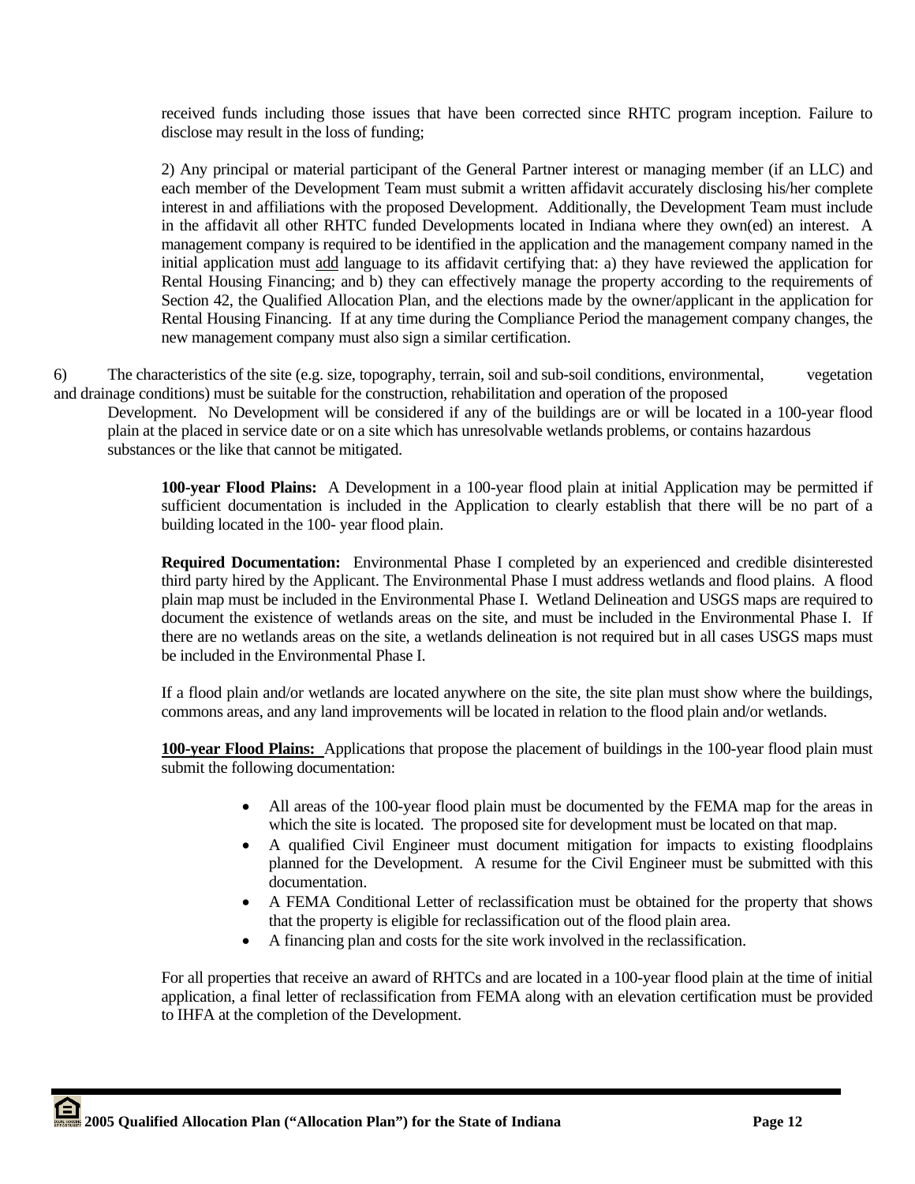received funds including those issues that have been corrected since RHTC program inception. Failure to disclose may result in the loss of funding;

2) Any principal or material participant of the General Partner interest or managing member (if an LLC) and each member of the Development Team must submit a written affidavit accurately disclosing his/her complete interest in and affiliations with the proposed Development. Additionally, the Development Team must include in the affidavit all other RHTC funded Developments located in Indiana where they own(ed) an interest. A management company is required to be identified in the application and the management company named in the initial application must add language to its affidavit certifying that: a) they have reviewed the application for Rental Housing Financing; and b) they can effectively manage the property according to the requirements of Section 42, the Qualified Allocation Plan, and the elections made by the owner/applicant in the application for Rental Housing Financing. If at any time during the Compliance Period the management company changes, the new management company must also sign a similar certification.

6) The characteristics of the site (e.g. size, topography, terrain, soil and sub-soil conditions, environmental, vegetation and drainage conditions) must be suitable for the construction, rehabilitation and operation of the proposed Development. No Development will be considered if any of the buildings are or will be located in a 100-year flood plain at the placed in service date or on a site which has unresolvable wetlands problems, or contains hazardous substances or the like that cannot be mitigated.

**100-year Flood Plains:** A Development in a 100-year flood plain at initial Application may be permitted if sufficient documentation is included in the Application to clearly establish that there will be no part of a building located in the 100- year flood plain.

**Required Documentation:** Environmental Phase I completed by an experienced and credible disinterested third party hired by the Applicant. The Environmental Phase I must address wetlands and flood plains. A flood plain map must be included in the Environmental Phase I. Wetland Delineation and USGS maps are required to document the existence of wetlands areas on the site, and must be included in the Environmental Phase I. If there are no wetlands areas on the site, a wetlands delineation is not required but in all cases USGS maps must be included in the Environmental Phase I.

If a flood plain and/or wetlands are located anywhere on the site, the site plan must show where the buildings, commons areas, and any land improvements will be located in relation to the flood plain and/or wetlands.

**100-year Flood Plains:** Applications that propose the placement of buildings in the 100-year flood plain must submit the following documentation:

- All areas of the 100-year flood plain must be documented by the FEMA map for the areas in which the site is located. The proposed site for development must be located on that map.
- A qualified Civil Engineer must document mitigation for impacts to existing floodplains planned for the Development. A resume for the Civil Engineer must be submitted with this documentation.
- A FEMA Conditional Letter of reclassification must be obtained for the property that shows that the property is eligible for reclassification out of the flood plain area.
- A financing plan and costs for the site work involved in the reclassification.

For all properties that receive an award of RHTCs and are located in a 100-year flood plain at the time of initial application, a final letter of reclassification from FEMA along with an elevation certification must be provided to IHFA at the completion of the Development.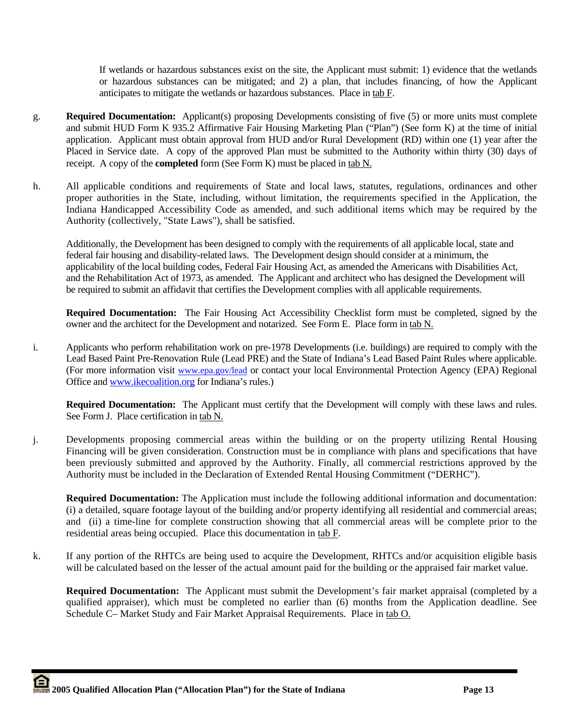If wetlands or hazardous substances exist on the site, the Applicant must submit: 1) evidence that the wetlands or hazardous substances can be mitigated; and 2) a plan, that includes financing, of how the Applicant anticipates to mitigate the wetlands or hazardous substances. Place in tab F.

g. **Required Documentation:** Applicant(s) proposing Developments consisting of five (5) or more units must complete and submit HUD Form K 935.2 Affirmative Fair Housing Marketing Plan ("Plan") (See form K) at the time of initial application. Applicant must obtain approval from HUD and/or Rural Development (RD) within one (1) year after the Placed in Service date. A copy of the approved Plan must be submitted to the Authority within thirty (30) days of receipt. A copy of the **completed** form (See Form K) must be placed in tab N.

h. All applicable conditions and requirements of State and local laws, statutes, regulations, ordinances and other proper authorities in the State, including, without limitation, the requirements specified in the Application, the Indiana Handicapped Accessibility Code as amended, and such additional items which may be required by the Authority (collectively, "State Laws"), shall be satisfied.

Additionally, the Development has been designed to comply with the requirements of all applicable local, state and federal fair housing and disability-related laws. The Development design should consider at a minimum, the applicability of the local building codes, Federal Fair Housing Act, as amended the Americans with Disabilities Act, and the Rehabilitation Act of 1973, as amended. The Applicant and architect who has designed the Development will be required to submit an affidavit that certifies the Development complies with all applicable requirements.

**Required Documentation:** The Fair Housing Act Accessibility Checklist form must be completed, signed by the owner and the architect for the Development and notarized. See Form E. Place form in tab N.

i. Applicants who perform rehabilitation work on pre-1978 Developments (i.e. buildings) are required to comply with the Lead Based Paint Pre-Renovation Rule (Lead PRE) and the State of Indiana's Lead Based Paint Rules where applicable. (For more information visit www.epa.gov/lead or contact your local Environmental Protection Agency (EPA) Regional Office and www.ikecoalition.org for Indiana's rules.)

**Required Documentation:** The Applicant must certify that the Development will comply with these laws and rules. See Form J. Place certification in tab N.

j. Developments proposing commercial areas within the building or on the property utilizing Rental Housing Financing will be given consideration. Construction must be in compliance with plans and specifications that have been previously submitted and approved by the Authority. Finally, all commercial restrictions approved by the Authority must be included in the Declaration of Extended Rental Housing Commitment ("DERHC").

**Required Documentation:** The Application must include the following additional information and documentation: (i) a detailed, square footage layout of the building and/or property identifying all residential and commercial areas; and (ii) a time-line for complete construction showing that all commercial areas will be complete prior to the residential areas being occupied. Place this documentation in tab F.

k. If any portion of the RHTCs are being used to acquire the Development, RHTCs and/or acquisition eligible basis will be calculated based on the lesser of the actual amount paid for the building or the appraised fair market value.

**Required Documentation:** The Applicant must submit the Development's fair market appraisal (completed by a qualified appraiser), which must be completed no earlier than (6) months from the Application deadline. See Schedule C– Market Study and Fair Market Appraisal Requirements. Place in tab O.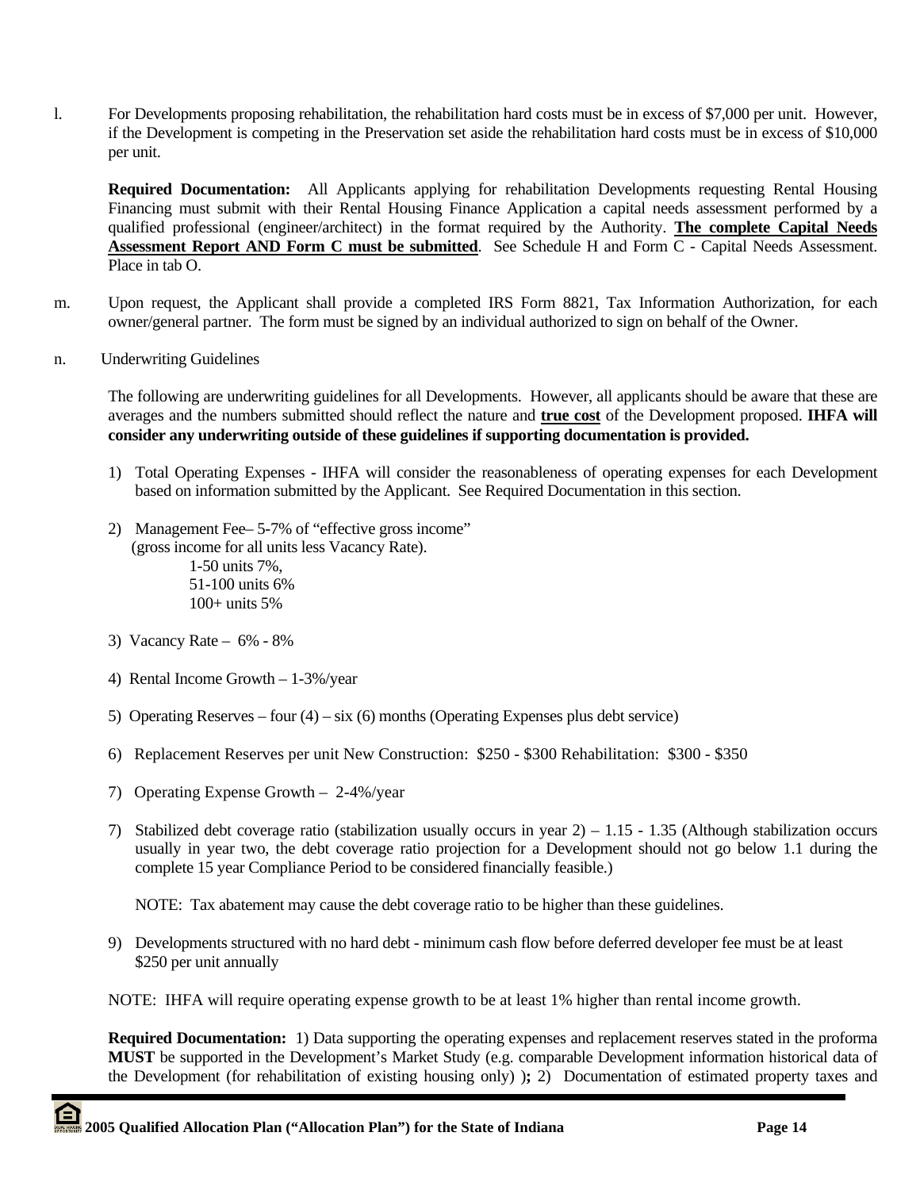l. For Developments proposing rehabilitation, the rehabilitation hard costs must be in excess of $7,000 per unit. However, if the Development is competing in the Preservation set aside the rehabilitation hard costs must be in excess of $10,000 per unit.

**Required Documentation:** All Applicants applying for rehabilitation Developments requesting Rental Housing Financing must submit with their Rental Housing Finance Application a capital needs assessment performed by a qualified professional (engineer/architect) in the format required by the Authority. **<u>The complete Capital Needs Assessment Report AND Form C must be submitted</u>**. See Schedule H and Form C - Capital Needs Assessment. Place in tab O.

m. Upon request, the Applicant shall provide a completed IRS Form 8821, Tax Information Authorization, for each owner/general partner. The form must be signed by an individual authorized to sign on behalf of the Owner.

n. Underwriting Guidelines

The following are underwriting guidelines for all Developments. However, all applicants should be aware that these are averages and the numbers submitted should reflect the nature and **<u>true cost</u>** of the Development proposed. **IHFA will consider any underwriting outside of these guidelines if supporting documentation is provided.**

1) Total Operating Expenses - IHFA will consider the reasonableness of operating expenses for each Development based on information submitted by the Applicant. See Required Documentation in this section.

2) Management Fee– 5-7% of "effective gross income" (gross income for all units less Vacancy Rate).
   - 1-50 units 7%,
   - 51-100 units 6%
   - 100+ units 5%

3) Vacancy Rate – 6% - 8%

4) Rental Income Growth – 1-3%/year

5) Operating Reserves – four (4) – six (6) months (Operating Expenses plus debt service)

6) Replacement Reserves per unit New Construction: $250 - $300 Rehabilitation: $300 - $350

7) Operating Expense Growth – 2-4%/year

7) Stabilized debt coverage ratio (stabilization usually occurs in year 2) – 1.15 - 1.35 (Although stabilization occurs usually in year two, the debt coverage ratio projection for a Development should not go below 1.1 during the complete 15 year Compliance Period to be considered financially feasible.)

   NOTE: Tax abatement may cause the debt coverage ratio to be higher than these guidelines.

9) Developments structured with no hard debt - minimum cash flow before deferred developer fee must be at least $250 per unit annually

NOTE: IHFA will require operating expense growth to be at least 1% higher than rental income growth.

**Required Documentation:** 1) Data supporting the operating expenses and replacement reserves stated in the proforma **MUST** be supported in the Development's Market Study (e.g. comparable Development information historical data of the Development (for rehabilitation of existing housing only) )**;** 2) Documentation of estimated property taxes and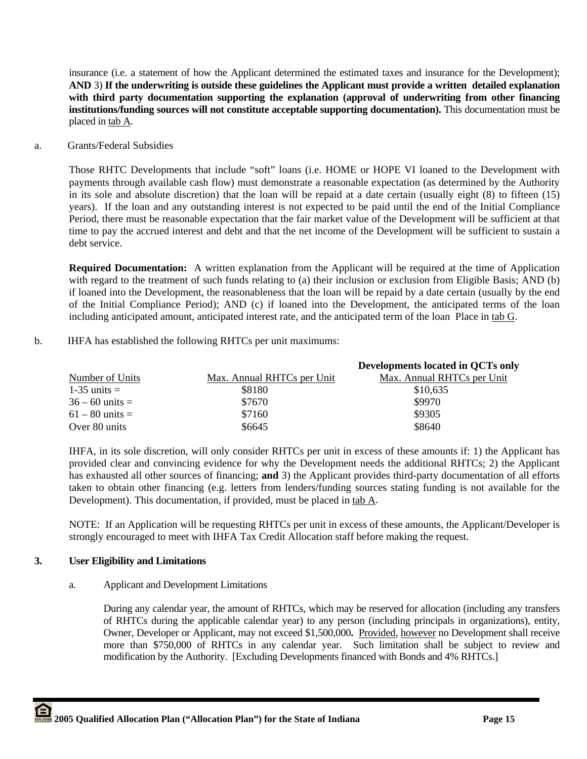insurance (i.e. a statement of how the Applicant determined the estimated taxes and insurance for the Development); **AND** 3) **If the underwriting is outside these guidelines the Applicant must provide a written detailed explanation with third party documentation supporting the explanation (approval of underwriting from other financing institutions/funding sources will not constitute acceptable supporting documentation).** This documentation must be placed in tab A.

a. Grants/Federal Subsidies

Those RHTC Developments that include "soft" loans (i.e. HOME or HOPE VI loaned to the Development with payments through available cash flow) must demonstrate a reasonable expectation (as determined by the Authority in its sole and absolute discretion) that the loan will be repaid at a date certain (usually eight (8) to fifteen (15) years). If the loan and any outstanding interest is not expected to be paid until the end of the Initial Compliance Period, there must be reasonable expectation that the fair market value of the Development will be sufficient at that time to pay the accrued interest and debt and that the net income of the Development will be sufficient to sustain a debt service.

**Required Documentation:** A written explanation from the Applicant will be required at the time of Application with regard to the treatment of such funds relating to (a) their inclusion or exclusion from Eligible Basis; AND (b) if loaned into the Development, the reasonableness that the loan will be repaid by a date certain (usually by the end of the Initial Compliance Period); AND (c) if loaned into the Development, the anticipated terms of the loan including anticipated amount, anticipated interest rate, and the anticipated term of the loan Place in tab G.

b. IHFA has established the following RHTCs per unit maximums:

| Number of Units | Max. Annual RHTCs per Unit | **Developments located in QCTs only** Max. Annual RHTCs per Unit |
|---|---|---|
| 1-35 units = | $8180 | $10,635 |
| 36 – 60 units = | $7670 | $9970 |
| 61 – 80 units = | $7160 | $9305 |
| Over 80 units | $6645 | $8640 |

IHFA, in its sole discretion, will only consider RHTCs per unit in excess of these amounts if: 1) the Applicant has provided clear and convincing evidence for why the Development needs the additional RHTCs; 2) the Applicant has exhausted all other sources of financing; **and** 3) the Applicant provides third-party documentation of all efforts taken to obtain other financing (e.g. letters from lenders/funding sources stating funding is not available for the Development). This documentation, if provided, must be placed in tab A.

NOTE: If an Application will be requesting RHTCs per unit in excess of these amounts, the Applicant/Developer is strongly encouraged to meet with IHFA Tax Credit Allocation staff before making the request.

### 3. User Eligibility and Limitations

a. Applicant and Development Limitations

During any calendar year, the amount of RHTCs, which may be reserved for allocation (including any transfers of RHTCs during the applicable calendar year) to any person (including principals in organizations), entity, Owner, Developer or Applicant, may not exceed $1,500,000**.** Provided, however no Development shall receive more than $750,000 of RHTCs in any calendar year. Such limitation shall be subject to review and modification by the Authority. [Excluding Developments financed with Bonds and 4% RHTCs.]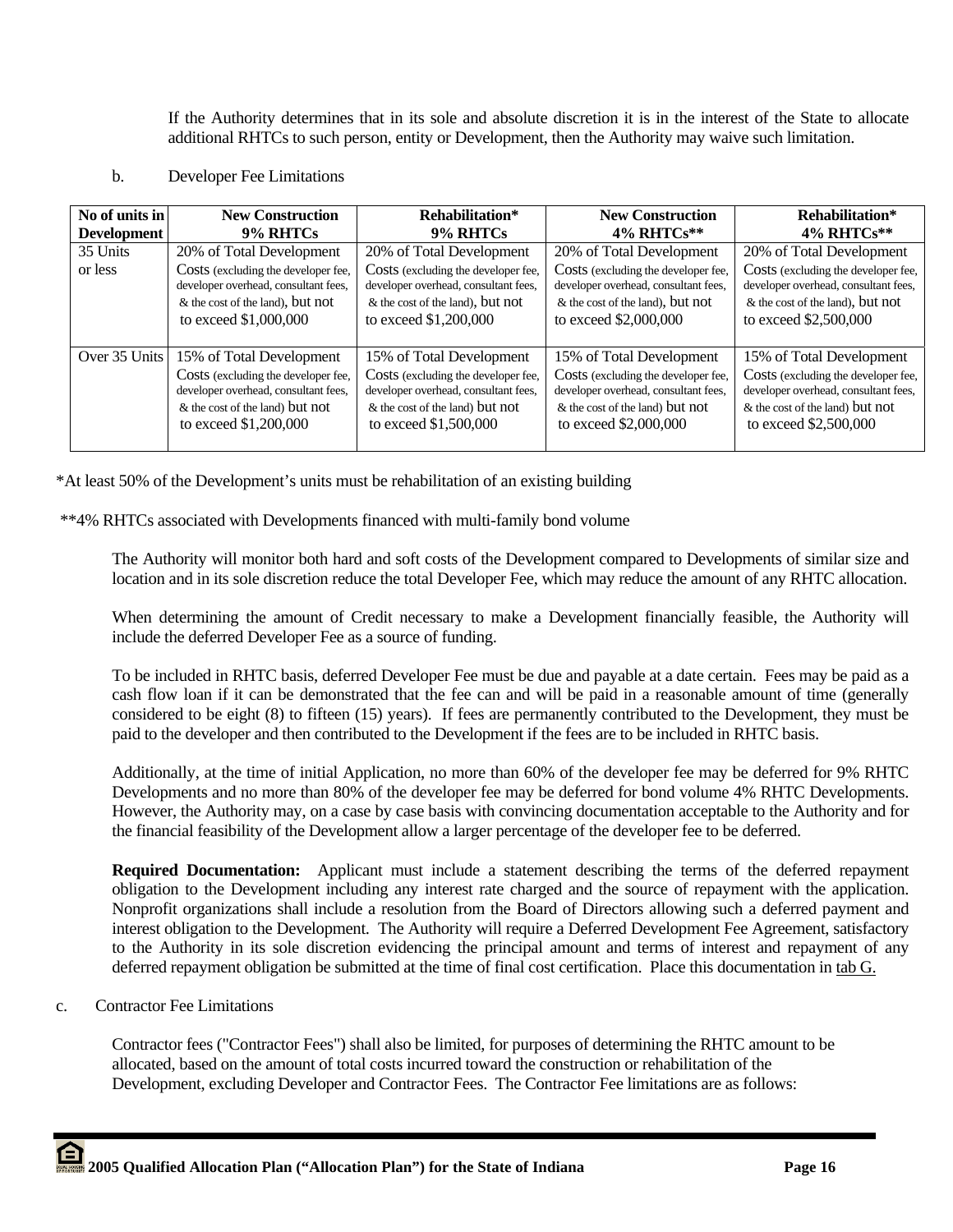If the Authority determines that in its sole and absolute discretion it is in the interest of the State to allocate additional RHTCs to such person, entity or Development, then the Authority may waive such limitation.

b. Developer Fee Limitations

| No of units in Development | New Construction 9% RHTCs | Rehabilitation* 9% RHTCs | New Construction 4% RHTCs** | Rehabilitation* 4% RHTCs** |
|---|---|---|---|---|
| 35 Units or less | 20% of Total Development Costs (excluding the developer fee, developer overhead, consultant fees, & the cost of the land), but not to exceed $1,000,000 | 20% of Total Development Costs (excluding the developer fee, developer overhead, consultant fees, & the cost of the land), but not to exceed $1,200,000 | 20% of Total Development Costs (excluding the developer fee, developer overhead, consultant fees, & the cost of the land), but not to exceed $2,000,000 | 20% of Total Development Costs (excluding the developer fee, developer overhead, consultant fees, & the cost of the land), but not to exceed $2,500,000 |
| Over 35 Units | 15% of Total Development Costs (excluding the developer fee, developer overhead, consultant fees, & the cost of the land) but not to exceed $1,200,000 | 15% of Total Development Costs (excluding the developer fee, developer overhead, consultant fees, & the cost of the land) but not to exceed $1,500,000 | 15% of Total Development Costs (excluding the developer fee, developer overhead, consultant fees, & the cost of the land) but not to exceed $2,000,000 | 15% of Total Development Costs (excluding the developer fee, developer overhead, consultant fees, & the cost of the land) but not to exceed $2,500,000 |

*At least 50% of the Development's units must be rehabilitation of an existing building

**4% RHTCs associated with Developments financed with multi-family bond volume

The Authority will monitor both hard and soft costs of the Development compared to Developments of similar size and location and in its sole discretion reduce the total Developer Fee, which may reduce the amount of any RHTC allocation.

When determining the amount of Credit necessary to make a Development financially feasible, the Authority will include the deferred Developer Fee as a source of funding.

To be included in RHTC basis, deferred Developer Fee must be due and payable at a date certain. Fees may be paid as a cash flow loan if it can be demonstrated that the fee can and will be paid in a reasonable amount of time (generally considered to be eight (8) to fifteen (15) years). If fees are permanently contributed to the Development, they must be paid to the developer and then contributed to the Development if the fees are to be included in RHTC basis.

Additionally, at the time of initial Application, no more than 60% of the developer fee may be deferred for 9% RHTC Developments and no more than 80% of the developer fee may be deferred for bond volume 4% RHTC Developments. However, the Authority may, on a case by case basis with convincing documentation acceptable to the Authority and for the financial feasibility of the Development allow a larger percentage of the developer fee to be deferred.

**Required Documentation:** Applicant must include a statement describing the terms of the deferred repayment obligation to the Development including any interest rate charged and the source of repayment with the application. Nonprofit organizations shall include a resolution from the Board of Directors allowing such a deferred payment and interest obligation to the Development. The Authority will require a Deferred Development Fee Agreement, satisfactory to the Authority in its sole discretion evidencing the principal amount and terms of interest and repayment of any deferred repayment obligation be submitted at the time of final cost certification. Place this documentation in tab G.

c. Contractor Fee Limitations

Contractor fees ("Contractor Fees") shall also be limited, for purposes of determining the RHTC amount to be allocated, based on the amount of total costs incurred toward the construction or rehabilitation of the Development, excluding Developer and Contractor Fees. The Contractor Fee limitations are as follows: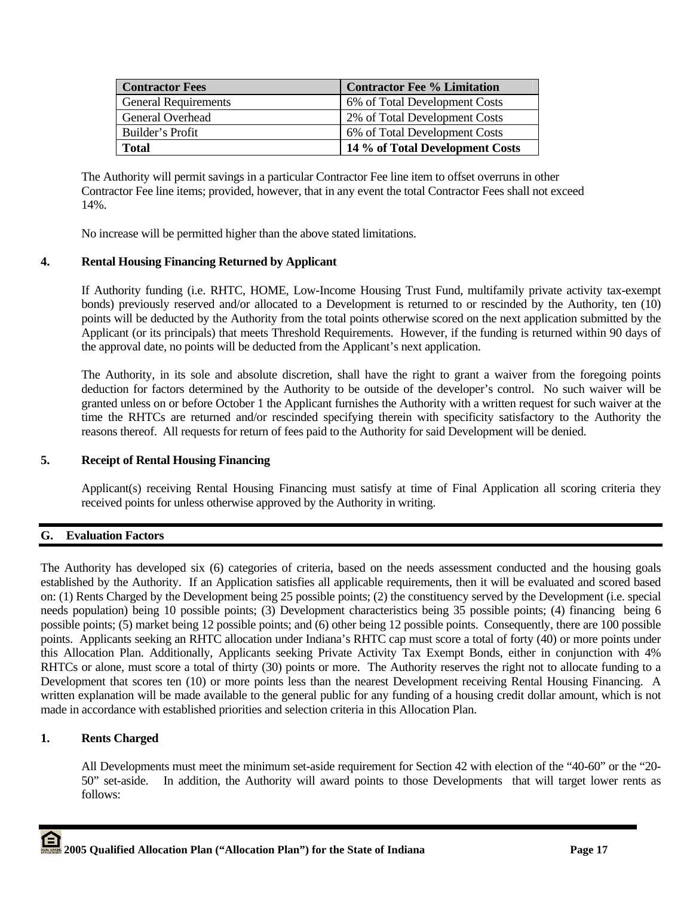| Contractor Fees | Contractor Fee % Limitation |
|---|---|
| General Requirements | 6% of Total Development Costs |
| General Overhead | 2% of Total Development Costs |
| Builder's Profit | 6% of Total Development Costs |
| **Total** | **14 % of Total Development Costs** |

The Authority will permit savings in a particular Contractor Fee line item to offset overruns in other Contractor Fee line items; provided, however, that in any event the total Contractor Fees shall not exceed 14%.

No increase will be permitted higher than the above stated limitations.

**4. Rental Housing Financing Returned by Applicant**

If Authority funding (i.e. RHTC, HOME, Low-Income Housing Trust Fund, multifamily private activity tax-exempt bonds) previously reserved and/or allocated to a Development is returned to or rescinded by the Authority, ten (10) points will be deducted by the Authority from the total points otherwise scored on the next application submitted by the Applicant (or its principals) that meets Threshold Requirements. However, if the funding is returned within 90 days of the approval date, no points will be deducted from the Applicant's next application.

The Authority, in its sole and absolute discretion, shall have the right to grant a waiver from the foregoing points deduction for factors determined by the Authority to be outside of the developer's control. No such waiver will be granted unless on or before October 1 the Applicant furnishes the Authority with a written request for such waiver at the time the RHTCs are returned and/or rescinded specifying therein with specificity satisfactory to the Authority the reasons thereof. All requests for return of fees paid to the Authority for said Development will be denied.

**5. Receipt of Rental Housing Financing**

Applicant(s) receiving Rental Housing Financing must satisfy at time of Final Application all scoring criteria they received points for unless otherwise approved by the Authority in writing.

## G. Evaluation Factors

The Authority has developed six (6) categories of criteria, based on the needs assessment conducted and the housing goals established by the Authority. If an Application satisfies all applicable requirements, then it will be evaluated and scored based on: (1) Rents Charged by the Development being 25 possible points; (2) the constituency served by the Development (i.e. special needs population) being 10 possible points; (3) Development characteristics being 35 possible points; (4) financing being 6 possible points; (5) market being 12 possible points; and (6) other being 12 possible points. Consequently, there are 100 possible points. Applicants seeking an RHTC allocation under Indiana's RHTC cap must score a total of forty (40) or more points under this Allocation Plan. Additionally, Applicants seeking Private Activity Tax Exempt Bonds, either in conjunction with 4% RHTCs or alone, must score a total of thirty (30) points or more. The Authority reserves the right not to allocate funding to a Development that scores ten (10) or more points less than the nearest Development receiving Rental Housing Financing. A written explanation will be made available to the general public for any funding of a housing credit dollar amount, which is not made in accordance with established priorities and selection criteria in this Allocation Plan.

**1. Rents Charged**

All Developments must meet the minimum set-aside requirement for Section 42 with election of the "40-60" or the "20-50" set-aside. In addition, the Authority will award points to those Developments that will target lower rents as follows: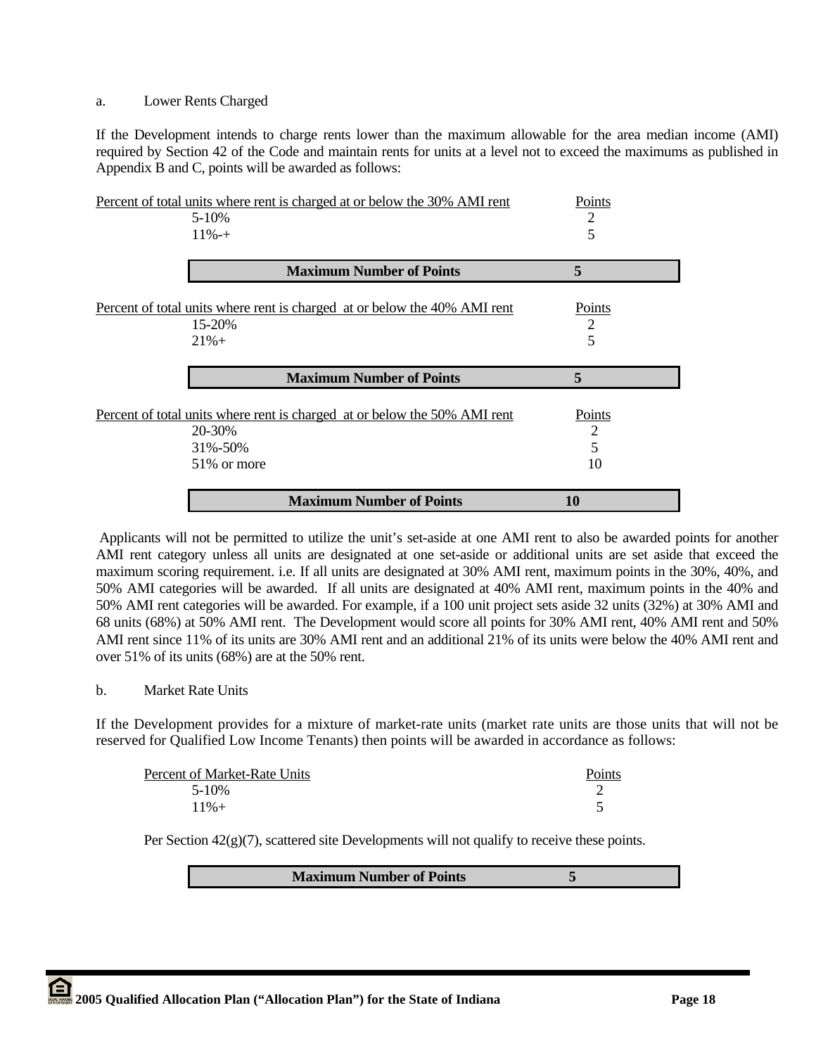a. Lower Rents Charged

If the Development intends to charge rents lower than the maximum allowable for the area median income (AMI) required by Section 42 of the Code and maintain rents for units at a level not to exceed the maximums as published in Appendix B and C, points will be awarded as follows:

| Percent of total units where rent is charged at or below the 30% AMI rent | Points |
|---|---|
| 5-10% | 2 |
| 11%-+ | 5 |
| **Maximum Number of Points** | **5** |

| Percent of total units where rent is charged at or below the 40% AMI rent | Points |
|---|---|
| 15-20% | 2 |
| 21%+ | 5 |
| **Maximum Number of Points** | **5** |

| Percent of total units where rent is charged at or below the 50% AMI rent | Points |
|---|---|
| 20-30% | 2 |
| 31%-50% | 5 |
| 51% or more | 10 |
| **Maximum Number of Points** | **10** |

Applicants will not be permitted to utilize the unit's set-aside at one AMI rent to also be awarded points for another AMI rent category unless all units are designated at one set-aside or additional units are set aside that exceed the maximum scoring requirement. i.e. If all units are designated at 30% AMI rent, maximum points in the 30%, 40%, and 50% AMI categories will be awarded. If all units are designated at 40% AMI rent, maximum points in the 40% and 50% AMI rent categories will be awarded. For example, if a 100 unit project sets aside 32 units (32%) at 30% AMI and 68 units (68%) at 50% AMI rent. The Development would score all points for 30% AMI rent, 40% AMI rent and 50% AMI rent since 11% of its units are 30% AMI rent and an additional 21% of its units were below the 40% AMI rent and over 51% of its units (68%) are at the 50% rent.

b. Market Rate Units

If the Development provides for a mixture of market-rate units (market rate units are those units that will not be reserved for Qualified Low Income Tenants) then points will be awarded in accordance as follows:

| Percent of Market-Rate Units | Points |
|---|---|
| 5-10% | 2 |
| 11%+ | 5 |

Per Section 42(g)(7), scattered site Developments will not qualify to receive these points.

| **Maximum Number of Points** | **5** |
|---|---|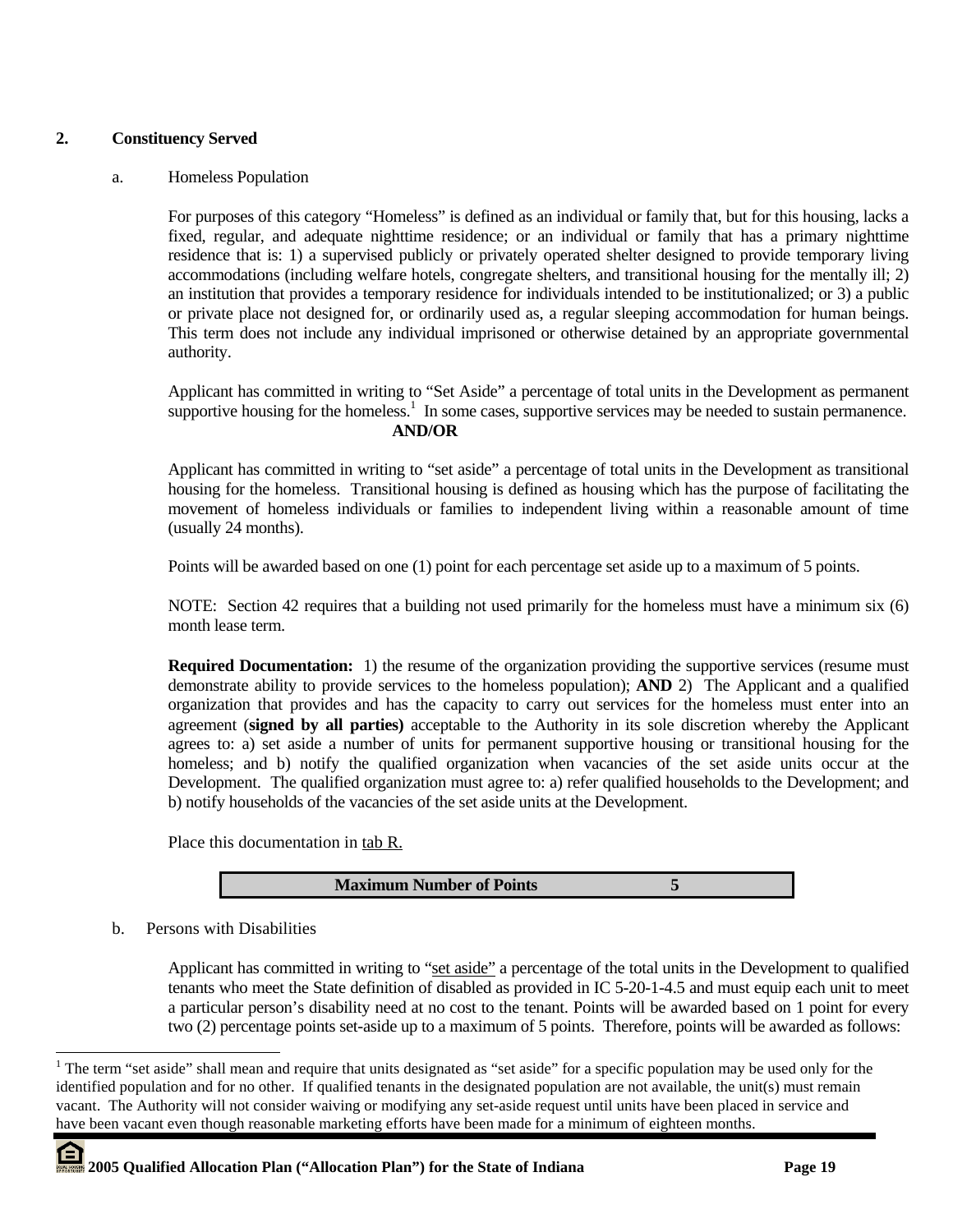## 2. Constituency Served

a. Homeless Population

For purposes of this category "Homeless" is defined as an individual or family that, but for this housing, lacks a fixed, regular, and adequate nighttime residence; or an individual or family that has a primary nighttime residence that is: 1) a supervised publicly or privately operated shelter designed to provide temporary living accommodations (including welfare hotels, congregate shelters, and transitional housing for the mentally ill; 2) an institution that provides a temporary residence for individuals intended to be institutionalized; or 3) a public or private place not designed for, or ordinarily used as, a regular sleeping accommodation for human beings. This term does not include any individual imprisoned or otherwise detained by an appropriate governmental authority.

Applicant has committed in writing to "Set Aside" a percentage of total units in the Development as permanent supportive housing for the homeless.[1] In some cases, supportive services may be needed to sustain permanence.

**AND/OR**

Applicant has committed in writing to "set aside" a percentage of total units in the Development as transitional housing for the homeless. Transitional housing is defined as housing which has the purpose of facilitating the movement of homeless individuals or families to independent living within a reasonable amount of time (usually 24 months).

Points will be awarded based on one (1) point for each percentage set aside up to a maximum of 5 points.

NOTE: Section 42 requires that a building not used primarily for the homeless must have a minimum six (6) month lease term.

**Required Documentation:** 1) the resume of the organization providing the supportive services (resume must demonstrate ability to provide services to the homeless population); **AND** 2) The Applicant and a qualified organization that provides and has the capacity to carry out services for the homeless must enter into an agreement (**signed by all parties)** acceptable to the Authority in its sole discretion whereby the Applicant agrees to: a) set aside a number of units for permanent supportive housing or transitional housing for the homeless; and b) notify the qualified organization when vacancies of the set aside units occur at the Development. The qualified organization must agree to: a) refer qualified households to the Development; and b) notify households of the vacancies of the set aside units at the Development.

Place this documentation in tab R.

| **Maximum Number of Points** | **5** |
|---|---|

b. Persons with Disabilities

Applicant has committed in writing to "set aside" a percentage of the total units in the Development to qualified tenants who meet the State definition of disabled as provided in IC 5-20-1-4.5 and must equip each unit to meet a particular person's disability need at no cost to the tenant. Points will be awarded based on 1 point for every two (2) percentage points set-aside up to a maximum of 5 points. Therefore, points will be awarded as follows:

[1] The term "set aside" shall mean and require that units designated as "set aside" for a specific population may be used only for the identified population and for no other. If qualified tenants in the designated population are not available, the unit(s) must remain vacant. The Authority will not consider waiving or modifying any set-aside request until units have been placed in service and have been vacant even though reasonable marketing efforts have been made for a minimum of eighteen months.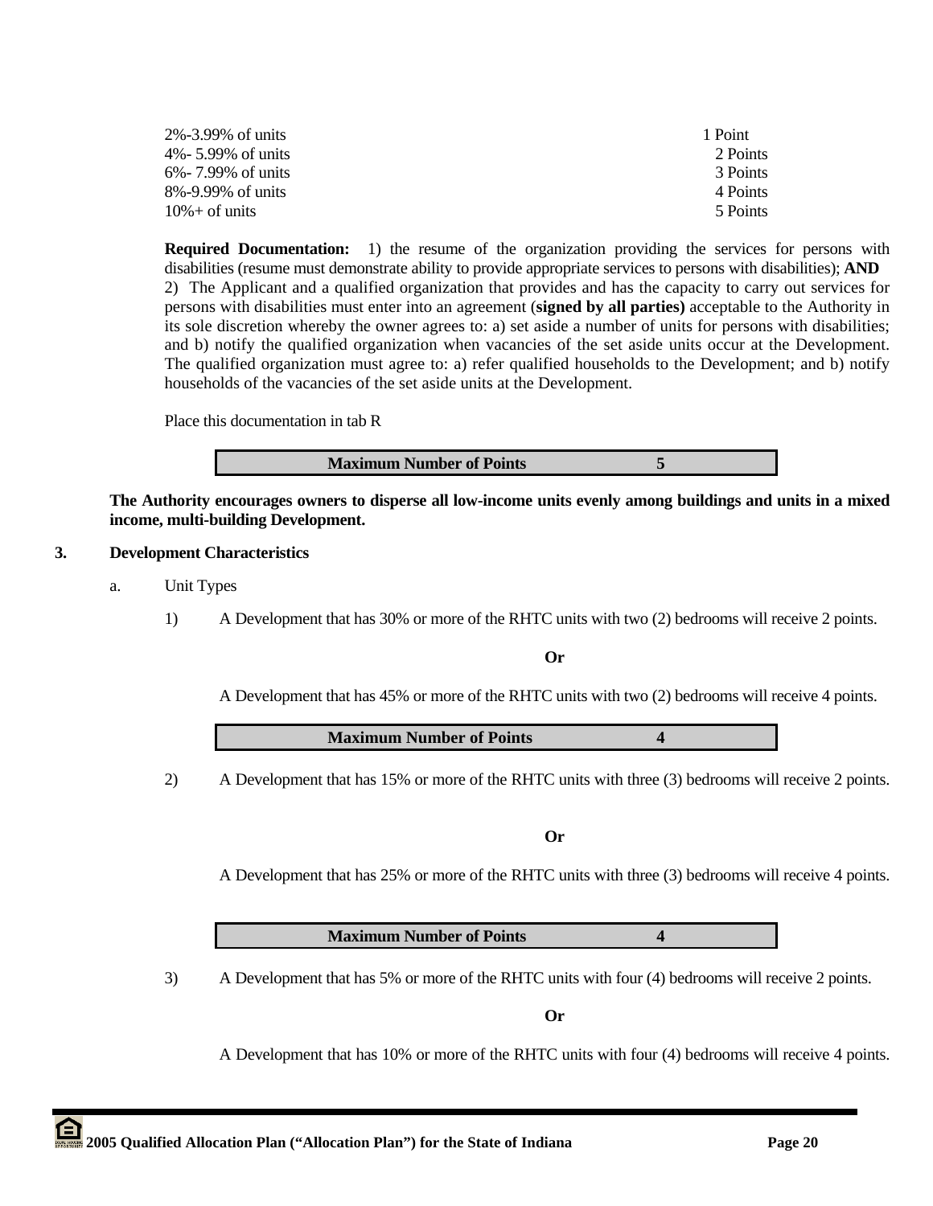| | |
|---|---|
| 2%-3.99% of units | 1 Point |
| 4%- 5.99% of units | 2 Points |
| 6%- 7.99% of units | 3 Points |
| 8%-9.99% of units | 4 Points |
| 10%+ of units | 5 Points |

**Required Documentation:** 1) the resume of the organization providing the services for persons with disabilities (resume must demonstrate ability to provide appropriate services to persons with disabilities); **AND**
2) The Applicant and a qualified organization that provides and has the capacity to carry out services for persons with disabilities must enter into an agreement (**signed by all parties)** acceptable to the Authority in its sole discretion whereby the owner agrees to: a) set aside a number of units for persons with disabilities; and b) notify the qualified organization when vacancies of the set aside units occur at the Development. The qualified organization must agree to: a) refer qualified households to the Development; and b) notify households of the vacancies of the set aside units at the Development.

Place this documentation in tab R

| **Maximum Number of Points** | **5** |
|---|---|

**The Authority encourages owners to disperse all low-income units evenly among buildings and units in a mixed income, multi-building Development.**

**3. Development Characteristics**

a. Unit Types

1) A Development that has 30% or more of the RHTC units with two (2) bedrooms will receive 2 points.

**Or**

A Development that has 45% or more of the RHTC units with two (2) bedrooms will receive 4 points.

| **Maximum Number of Points** | **4** |
|---|---|

2) A Development that has 15% or more of the RHTC units with three (3) bedrooms will receive 2 points.

**Or**

A Development that has 25% or more of the RHTC units with three (3) bedrooms will receive 4 points.

| **Maximum Number of Points** | **4** |
|---|---|

3) A Development that has 5% or more of the RHTC units with four (4) bedrooms will receive 2 points.

**Or**

A Development that has 10% or more of the RHTC units with four (4) bedrooms will receive 4 points.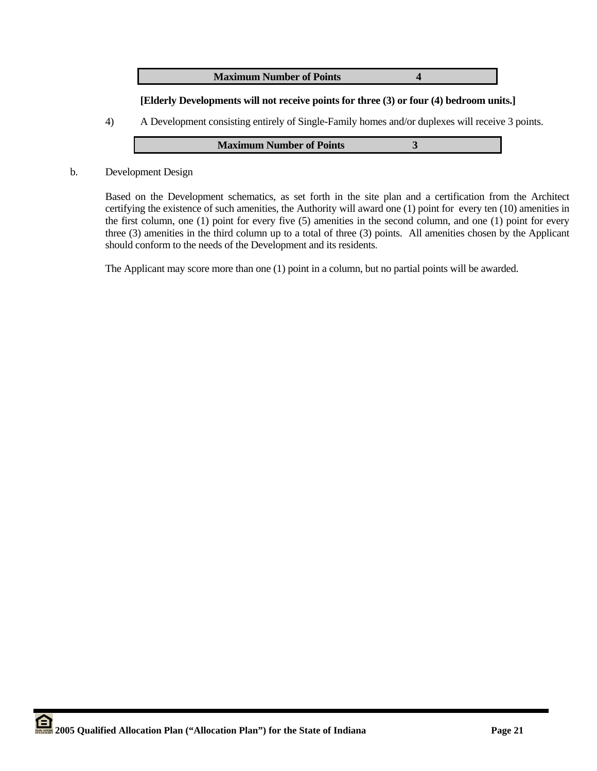| Maximum Number of Points | 4 |
|---|---|

**[Elderly Developments will not receive points for three (3) or four (4) bedroom units.]**

4) A Development consisting entirely of Single-Family homes and/or duplexes will receive 3 points.

| Maximum Number of Points | 3 |
|---|---|

b. Development Design

Based on the Development schematics, as set forth in the site plan and a certification from the Architect certifying the existence of such amenities, the Authority will award one (1) point for every ten (10) amenities in the first column, one (1) point for every five (5) amenities in the second column, and one (1) point for every three (3) amenities in the third column up to a total of three (3) points. All amenities chosen by the Applicant should conform to the needs of the Development and its residents.

The Applicant may score more than one (1) point in a column, but no partial points will be awarded.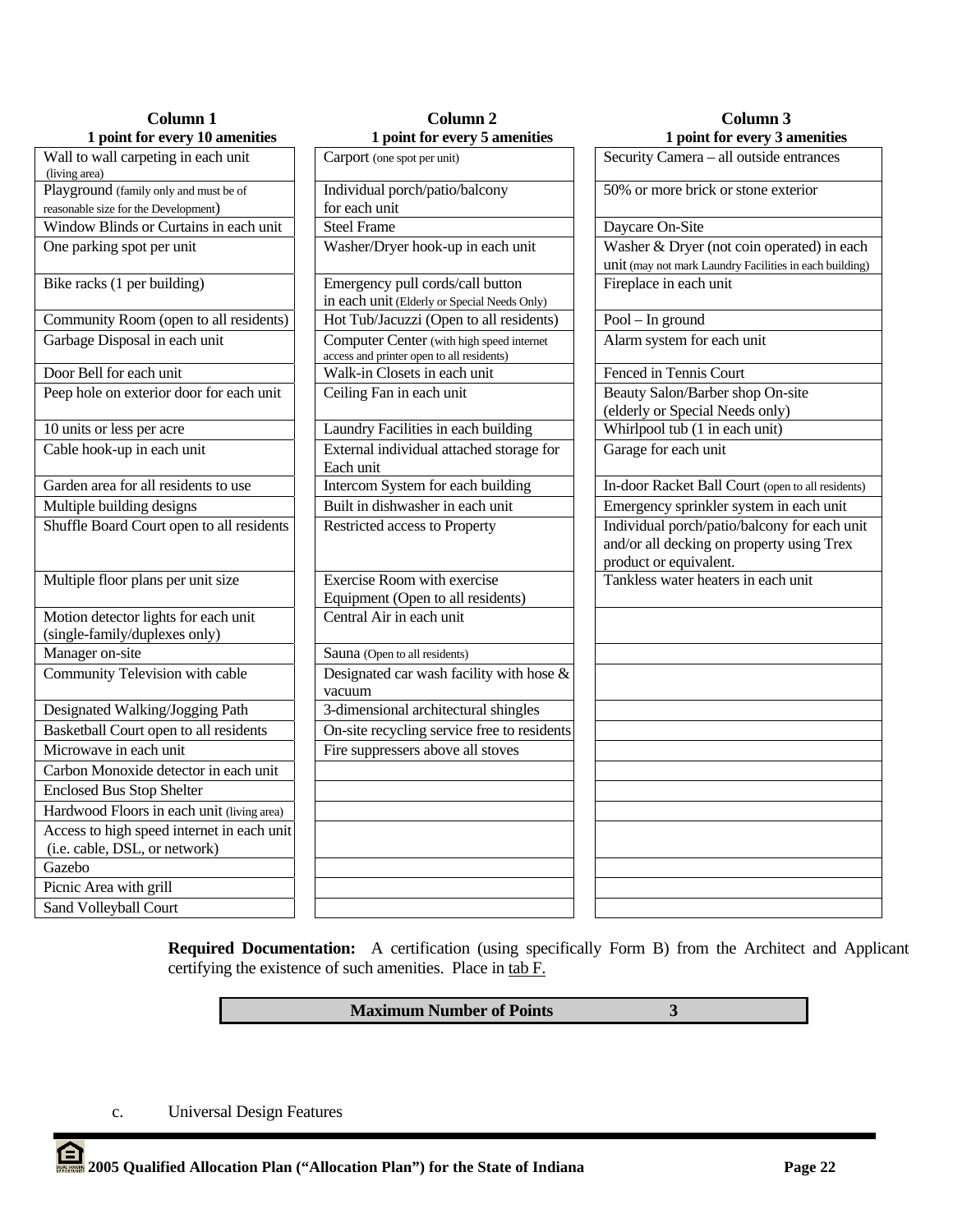| Column 1<br>1 point for every 10 amenities | Column 2<br>1 point for every 5 amenities | Column 3<br>1 point for every 3 amenities |
|---|---|---|
| Wall to wall carpeting in each unit (living area) | Carport (one spot per unit) | Security Camera – all outside entrances |
| Playground (family only and must be of reasonable size for the Development) | Individual porch/patio/balcony for each unit | 50% or more brick or stone exterior |
| Window Blinds or Curtains in each unit | Steel Frame | Daycare On-Site |
| One parking spot per unit | Washer/Dryer hook-up in each unit | Washer & Dryer (not coin operated) in each unit (may not mark Laundry Facilities in each building) |
| Bike racks (1 per building) | Emergency pull cords/call button in each unit (Elderly or Special Needs Only) | Fireplace in each unit |
| Community Room (open to all residents) | Hot Tub/Jacuzzi (Open to all residents) | Pool – In ground |
| Garbage Disposal in each unit | Computer Center (with high speed internet access and printer open to all residents) | Alarm system for each unit |
| Door Bell for each unit | Walk-in Closets in each unit | Fenced in Tennis Court |
| Peep hole on exterior door for each unit | Ceiling Fan in each unit | Beauty Salon/Barber shop On-site (elderly or Special Needs only) |
| 10 units or less per acre | Laundry Facilities in each building | Whirlpool tub (1 in each unit) |
| Cable hook-up in each unit | External individual attached storage for Each unit | Garage for each unit |
| Garden area for all residents to use | Intercom System for each building | In-door Racket Ball Court (open to all residents) |
| Multiple building designs | Built in dishwasher in each unit | Emergency sprinkler system in each unit |
| Shuffle Board Court open to all residents | Restricted access to Property | Individual porch/patio/balcony for each unit and/or all decking on property using Trex product or equivalent. |
| Multiple floor plans per unit size | Exercise Room with exercise Equipment (Open to all residents) | Tankless water heaters in each unit |
| Motion detector lights for each unit (single-family/duplexes only) | Central Air in each unit | |
| Manager on-site | Sauna (Open to all residents) | |
| Community Television with cable | Designated car wash facility with hose & vacuum | |
| Designated Walking/Jogging Path | 3-dimensional architectural shingles | |
| Basketball Court open to all residents | On-site recycling service free to residents | |
| Microwave in each unit | Fire suppressers above all stoves | |
| Carbon Monoxide detector in each unit | | |
| Enclosed Bus Stop Shelter | | |
| Hardwood Floors in each unit (living area) | | |
| Access to high speed internet in each unit (i.e. cable, DSL, or network) | | |
| Gazebo | | |
| Picnic Area with grill | | |
| Sand Volleyball Court | | |

**Required Documentation:** A certification (using specifically Form B) from the Architect and Applicant certifying the existence of such amenities. Place in tab F.

| **Maximum Number of Points** | **3** |
|---|---|

c. Universal Design Features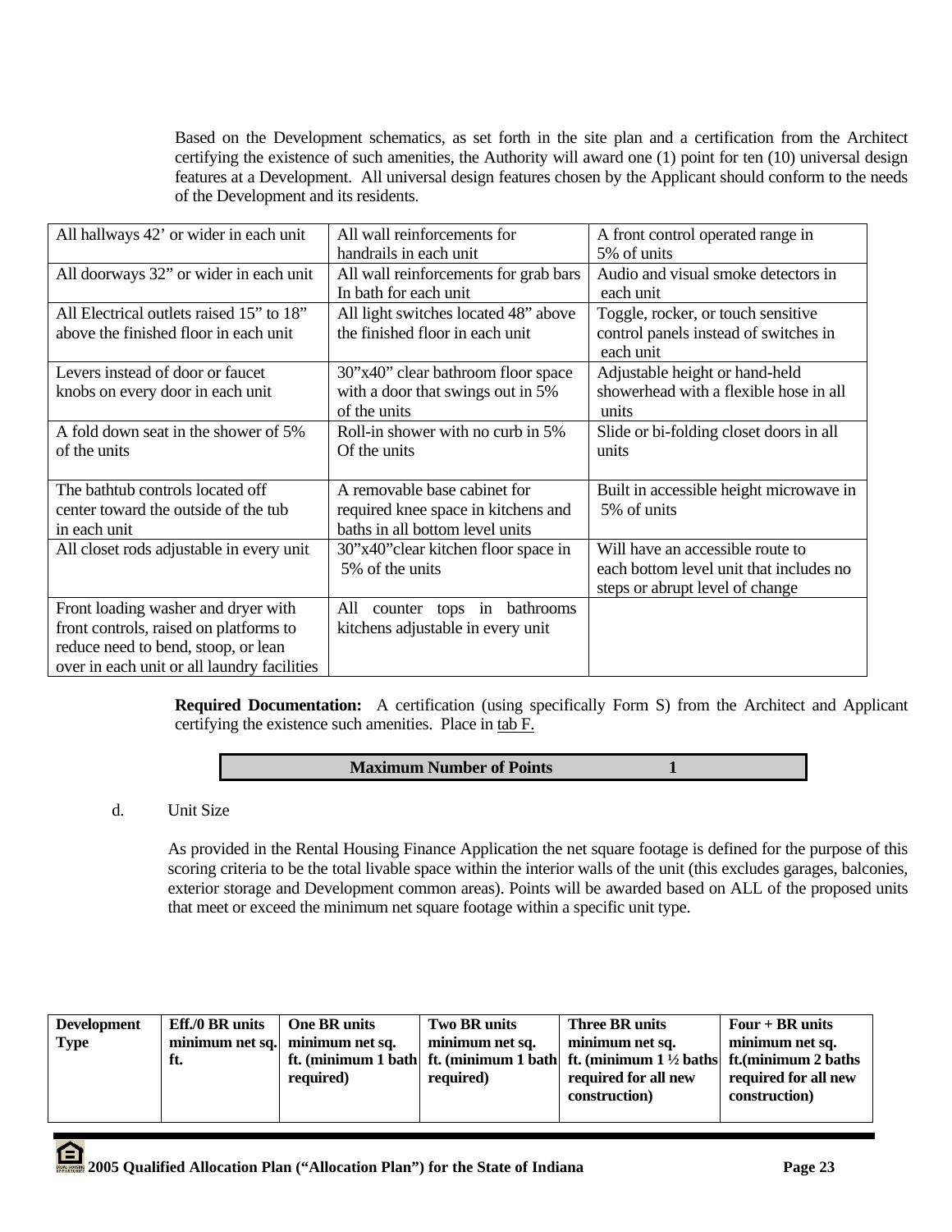Based on the Development schematics, as set forth in the site plan and a certification from the Architect certifying the existence of such amenities, the Authority will award one (1) point for ten (10) universal design features at a Development. All universal design features chosen by the Applicant should conform to the needs of the Development and its residents.

| | | |
|---|---|---|
| All hallways 42' or wider in each unit | All wall reinforcements for handrails in each unit | A front control operated range in 5% of units |
| All doorways 32" or wider in each unit | All wall reinforcements for grab bars In bath for each unit | Audio and visual smoke detectors in each unit |
| All Electrical outlets raised 15" to 18" above the finished floor in each unit | All light switches located 48" above the finished floor in each unit | Toggle, rocker, or touch sensitive control panels instead of switches in each unit |
| Levers instead of door or faucet knobs on every door in each unit | 30"x40" clear bathroom floor space with a door that swings out in 5% of the units | Adjustable height or hand-held showerhead with a flexible hose in all units |
| A fold down seat in the shower of 5% of the units | Roll-in shower with no curb in 5% Of the units | Slide or bi-folding closet doors in all units |
| The bathtub controls located off center toward the outside of the tub in each unit | A removable base cabinet for required knee space in kitchens and baths in all bottom level units | Built in accessible height microwave in 5% of units |
| All closet rods adjustable in every unit | 30"x40"clear kitchen floor space in 5% of the units | Will have an accessible route to each bottom level unit that includes no steps or abrupt level of change |
| Front loading washer and dryer with front controls, raised on platforms to reduce need to bend, stoop, or lean over in each unit or all laundry facilities | All counter tops in bathrooms kitchens adjustable in every unit | |

**Required Documentation:** A certification (using specifically Form S) from the Architect and Applicant certifying the existence such amenities. Place in tab F.

| **Maximum Number of Points** | **1** |
|---|---|

d. Unit Size

As provided in the Rental Housing Finance Application the net square footage is defined for the purpose of this scoring criteria to be the total livable space within the interior walls of the unit (this excludes garages, balconies, exterior storage and Development common areas). Points will be awarded based on ALL of the proposed units that meet or exceed the minimum net square footage within a specific unit type.

| **Development Type** | **Eff./0 BR units minimum net sq. ft.** | **One BR units minimum net sq. ft. (minimum 1 bath required)** | **Two BR units minimum net sq. ft. (minimum 1 bath required)** | **Three BR units minimum net sq. ft. (minimum 1 ½ baths required for all new construction)** | **Four + BR units minimum net sq. ft.(minimum 2 baths required for all new construction)** |
|---|---|---|---|---|---|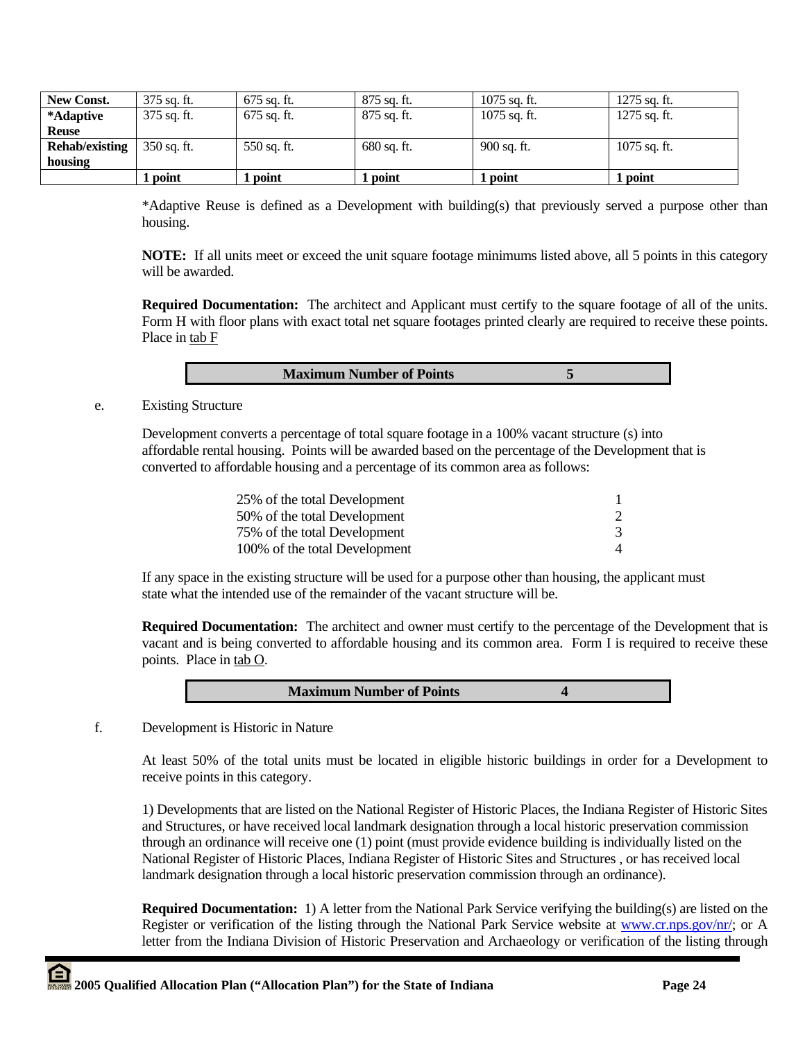| New Const. | 375 sq. ft. | 675 sq. ft. | 875 sq. ft. | 1075 sq. ft. | 1275 sq. ft. |
|---|---|---|---|---|---|
| ***Adaptive Reuse** | 375 sq. ft. | 675 sq. ft. | 875 sq. ft. | 1075 sq. ft. | 1275 sq. ft. |
| **Rehab/existing housing** | 350 sq. ft. | 550 sq. ft. | 680 sq. ft. | 900 sq. ft. | 1075 sq. ft. |
| | **1 point** | **1 point** | **1 point** | **1 point** | **1 point** |

*Adaptive Reuse is defined as a Development with building(s) that previously served a purpose other than housing.

**NOTE:** If all units meet or exceed the unit square footage minimums listed above, all 5 points in this category will be awarded.

**Required Documentation:** The architect and Applicant must certify to the square footage of all of the units. Form H with floor plans with exact total net square footages printed clearly are required to receive these points. Place in tab F

| **Maximum Number of Points** | **5** |
|---|---|

e. Existing Structure

Development converts a percentage of total square footage in a 100% vacant structure (s) into affordable rental housing. Points will be awarded based on the percentage of the Development that is converted to affordable housing and a percentage of its common area as follows:

| | |
|---|---|
| 25% of the total Development | 1 |
| 50% of the total Development | 2 |
| 75% of the total Development | 3 |
| 100% of the total Development | 4 |

If any space in the existing structure will be used for a purpose other than housing, the applicant must state what the intended use of the remainder of the vacant structure will be.

**Required Documentation:** The architect and owner must certify to the percentage of the Development that is vacant and is being converted to affordable housing and its common area. Form I is required to receive these points. Place in tab O.

| **Maximum Number of Points** | **4** |
|---|---|

f. Development is Historic in Nature

At least 50% of the total units must be located in eligible historic buildings in order for a Development to receive points in this category.

1) Developments that are listed on the National Register of Historic Places, the Indiana Register of Historic Sites and Structures, or have received local landmark designation through a local historic preservation commission through an ordinance will receive one (1) point (must provide evidence building is individually listed on the National Register of Historic Places, Indiana Register of Historic Sites and Structures , or has received local landmark designation through a local historic preservation commission through an ordinance).

**Required Documentation:** 1) A letter from the National Park Service verifying the building(s) are listed on the Register or verification of the listing through the National Park Service website at www.cr.nps.gov/nr/; or A letter from the Indiana Division of Historic Preservation and Archaeology or verification of the listing through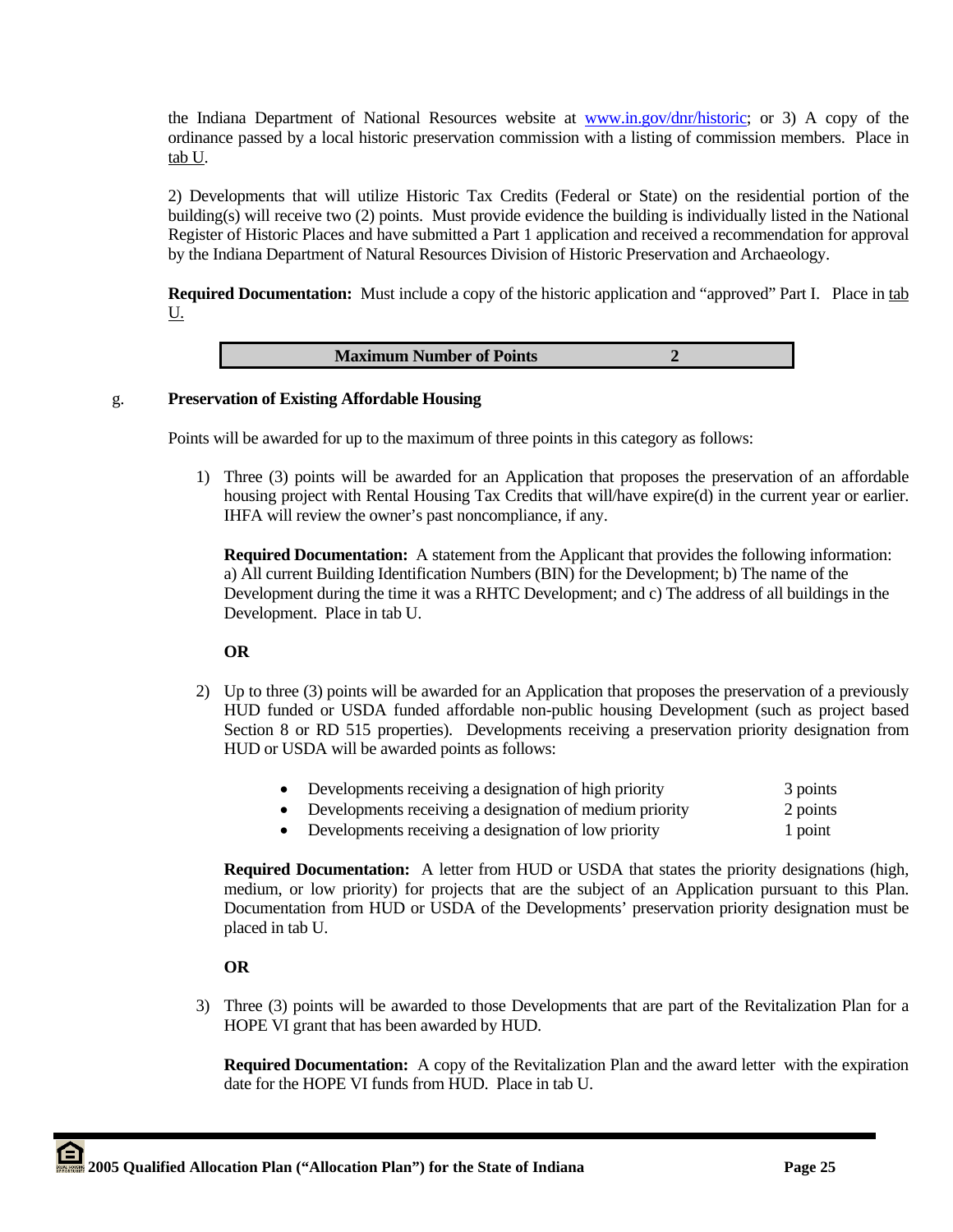the Indiana Department of National Resources website at www.in.gov/dnr/historic; or 3) A copy of the ordinance passed by a local historic preservation commission with a listing of commission members. Place in tab U.

2) Developments that will utilize Historic Tax Credits (Federal or State) on the residential portion of the building(s) will receive two (2) points. Must provide evidence the building is individually listed in the National Register of Historic Places and have submitted a Part 1 application and received a recommendation for approval by the Indiana Department of Natural Resources Division of Historic Preservation and Archaeology.

**Required Documentation:** Must include a copy of the historic application and "approved" Part I. Place in tab U.

| **Maximum Number of Points** | **2** |
|---|---|

g. **Preservation of Existing Affordable Housing**

Points will be awarded for up to the maximum of three points in this category as follows:

1) Three (3) points will be awarded for an Application that proposes the preservation of an affordable housing project with Rental Housing Tax Credits that will/have expire(d) in the current year or earlier. IHFA will review the owner's past noncompliance, if any.

   **Required Documentation:** A statement from the Applicant that provides the following information: a) All current Building Identification Numbers (BIN) for the Development; b) The name of the Development during the time it was a RHTC Development; and c) The address of all buildings in the Development. Place in tab U.

   **OR**

2) Up to three (3) points will be awarded for an Application that proposes the preservation of a previously HUD funded or USDA funded affordable non-public housing Development (such as project based Section 8 or RD 515 properties). Developments receiving a preservation priority designation from HUD or USDA will be awarded points as follows:

   - Developments receiving a designation of high priority — 3 points
   - Developments receiving a designation of medium priority — 2 points
   - Developments receiving a designation of low priority — 1 point

   **Required Documentation:** A letter from HUD or USDA that states the priority designations (high, medium, or low priority) for projects that are the subject of an Application pursuant to this Plan. Documentation from HUD or USDA of the Developments' preservation priority designation must be placed in tab U.

   **OR**

3) Three (3) points will be awarded to those Developments that are part of the Revitalization Plan for a HOPE VI grant that has been awarded by HUD.

   **Required Documentation:** A copy of the Revitalization Plan and the award letter with the expiration date for the HOPE VI funds from HUD. Place in tab U.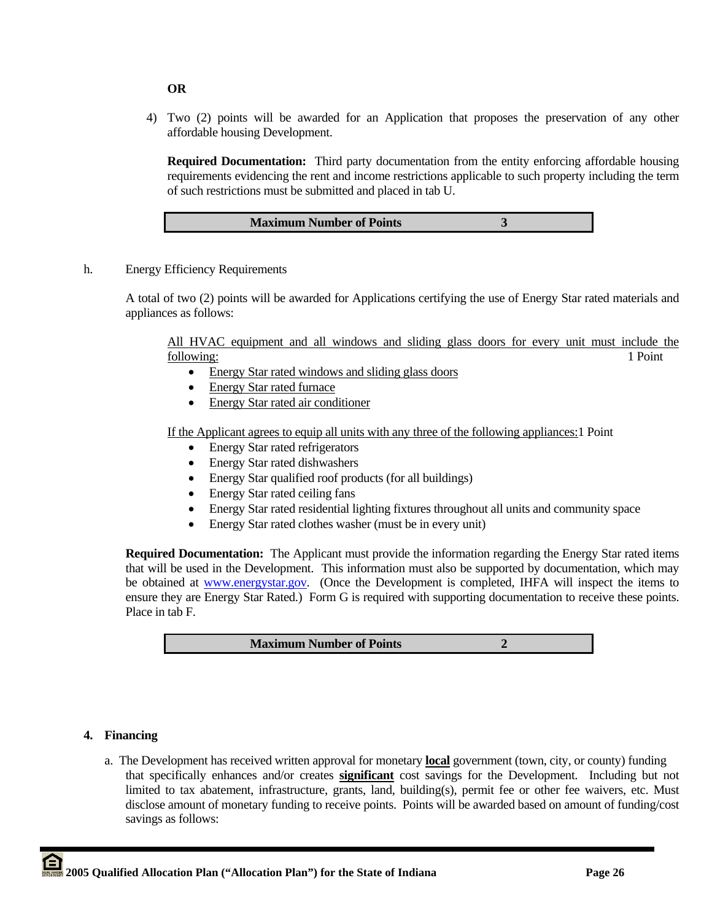**OR**

4) Two (2) points will be awarded for an Application that proposes the preservation of any other affordable housing Development.

**Required Documentation:** Third party documentation from the entity enforcing affordable housing requirements evidencing the rent and income restrictions applicable to such property including the term of such restrictions must be submitted and placed in tab U.

| **Maximum Number of Points** | **3** |
|---|---|

h. Energy Efficiency Requirements

A total of two (2) points will be awarded for Applications certifying the use of Energy Star rated materials and appliances as follows:

<u>All HVAC equipment and all windows and sliding glass doors for every unit must include the following:</u> 1 Point

- <u>Energy Star rated windows and sliding glass doors</u>
- <u>Energy Star rated furnace</u>
- <u>Energy Star rated air conditioner</u>

<u>If the Applicant agrees to equip all units with any three of the following appliances:</u> 1 Point

- Energy Star rated refrigerators
- Energy Star rated dishwashers
- Energy Star qualified roof products (for all buildings)
- Energy Star rated ceiling fans
- Energy Star rated residential lighting fixtures throughout all units and community space
- Energy Star rated clothes washer (must be in every unit)

**Required Documentation:** The Applicant must provide the information regarding the Energy Star rated items that will be used in the Development. This information must also be supported by documentation, which may be obtained at www.energystar.gov. (Once the Development is completed, IHFA will inspect the items to ensure they are Energy Star Rated.) Form G is required with supporting documentation to receive these points. Place in tab F.

| **Maximum Number of Points** | **2** |
|---|---|

## 4. Financing

a. The Development has received written approval for monetary **<u>local</u>** government (town, city, or county) funding that specifically enhances and/or creates **<u>significant</u>** cost savings for the Development. Including but not limited to tax abatement, infrastructure, grants, land, building(s), permit fee or other fee waivers, etc. Must disclose amount of monetary funding to receive points. Points will be awarded based on amount of funding/cost savings as follows: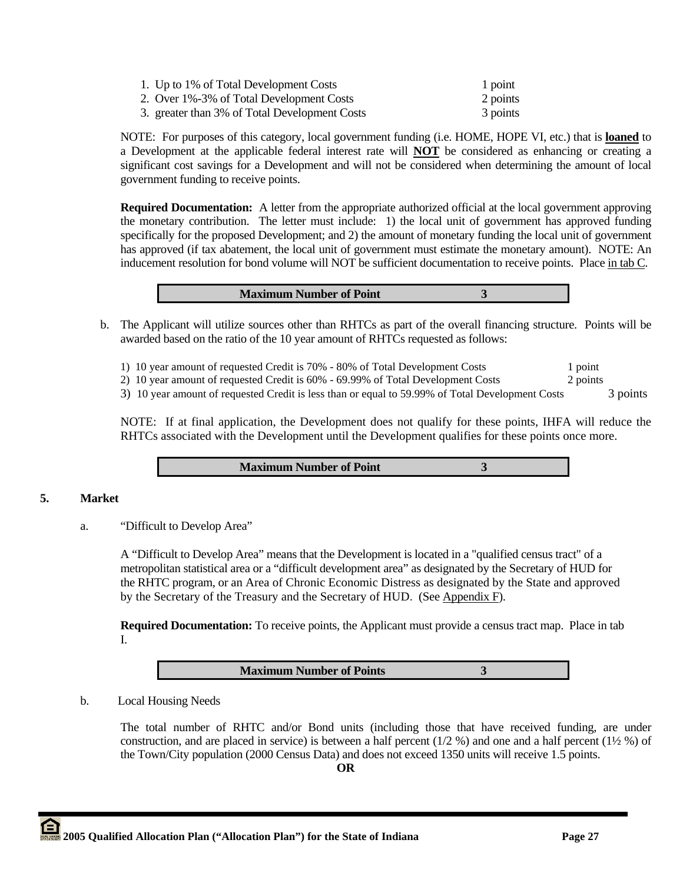1. Up to 1% of Total Development Costs — 1 point
2. Over 1%-3% of Total Development Costs — 2 points
3. greater than 3% of Total Development Costs — 3 points

NOTE: For purposes of this category, local government funding (i.e. HOME, HOPE VI, etc.) that is **loaned** to a Development at the applicable federal interest rate will **NOT** be considered as enhancing or creating a significant cost savings for a Development and will not be considered when determining the amount of local government funding to receive points.

**Required Documentation:** A letter from the appropriate authorized official at the local government approving the monetary contribution. The letter must include: 1) the local unit of government has approved funding specifically for the proposed Development; and 2) the amount of monetary funding the local unit of government has approved (if tax abatement, the local unit of government must estimate the monetary amount). NOTE: An inducement resolution for bond volume will NOT be sufficient documentation to receive points. Place in tab C.

| **Maximum Number of Point** | **3** |
|---|---|

b. The Applicant will utilize sources other than RHTCs as part of the overall financing structure. Points will be awarded based on the ratio of the 10 year amount of RHTCs requested as follows:

1) 10 year amount of requested Credit is 70% - 80% of Total Development Costs — 1 point
2) 10 year amount of requested Credit is 60% - 69.99% of Total Development Costs — 2 points
3) 10 year amount of requested Credit is less than or equal to 59.99% of Total Development Costs — 3 points

NOTE: If at final application, the Development does not qualify for these points, IHFA will reduce the RHTCs associated with the Development until the Development qualifies for these points once more.

| **Maximum Number of Point** | **3** |
|---|---|

## 5. Market

a. "Difficult to Develop Area"

A "Difficult to Develop Area" means that the Development is located in a "qualified census tract" of a metropolitan statistical area or a "difficult development area" as designated by the Secretary of HUD for the RHTC program, or an Area of Chronic Economic Distress as designated by the State and approved by the Secretary of the Treasury and the Secretary of HUD. (See Appendix F).

**Required Documentation:** To receive points, the Applicant must provide a census tract map. Place in tab I.

| **Maximum Number of Points** | **3** |
|---|---|

b. Local Housing Needs

The total number of RHTC and/or Bond units (including those that have received funding, are under construction, and are placed in service) is between a half percent (1/2 %) and one and a half percent (1½ %) of the Town/City population (2000 Census Data) and does not exceed 1350 units will receive 1.5 points.

**OR**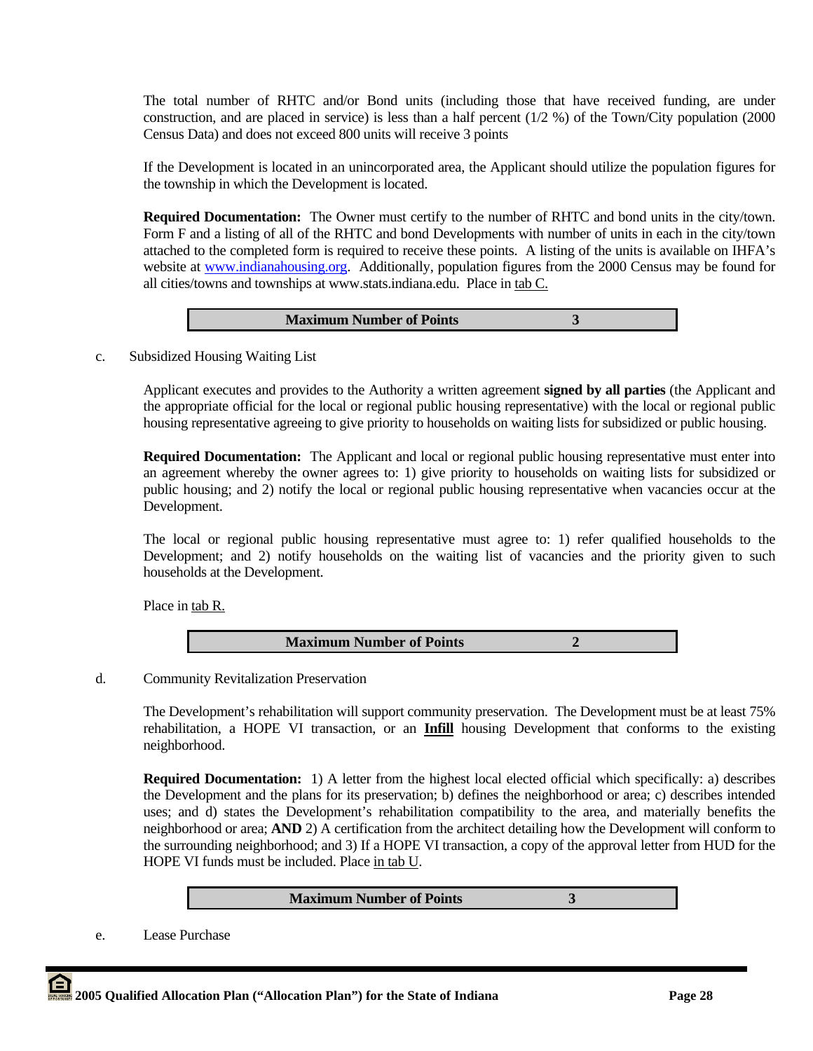The total number of RHTC and/or Bond units (including those that have received funding, are under construction, and are placed in service) is less than a half percent (1/2 %) of the Town/City population (2000 Census Data) and does not exceed 800 units will receive 3 points

If the Development is located in an unincorporated area, the Applicant should utilize the population figures for the township in which the Development is located.

**Required Documentation:** The Owner must certify to the number of RHTC and bond units in the city/town. Form F and a listing of all of the RHTC and bond Developments with number of units in each in the city/town attached to the completed form is required to receive these points. A listing of the units is available on IHFA's website at www.indianahousing.org. Additionally, population figures from the 2000 Census may be found for all cities/towns and townships at www.stats.indiana.edu. Place in tab C.

| **Maximum Number of Points** | **3** |
|---|---|

c. Subsidized Housing Waiting List

Applicant executes and provides to the Authority a written agreement **signed by all parties** (the Applicant and the appropriate official for the local or regional public housing representative) with the local or regional public housing representative agreeing to give priority to households on waiting lists for subsidized or public housing.

**Required Documentation:** The Applicant and local or regional public housing representative must enter into an agreement whereby the owner agrees to: 1) give priority to households on waiting lists for subsidized or public housing; and 2) notify the local or regional public housing representative when vacancies occur at the Development.

The local or regional public housing representative must agree to: 1) refer qualified households to the Development; and 2) notify households on the waiting list of vacancies and the priority given to such households at the Development.

Place in tab R.

| **Maximum Number of Points** | **2** |
|---|---|

d. Community Revitalization Preservation

The Development's rehabilitation will support community preservation. The Development must be at least 75% rehabilitation, a HOPE VI transaction, or an **Infill** housing Development that conforms to the existing neighborhood.

**Required Documentation:** 1) A letter from the highest local elected official which specifically: a) describes the Development and the plans for its preservation; b) defines the neighborhood or area; c) describes intended uses; and d) states the Development's rehabilitation compatibility to the area, and materially benefits the neighborhood or area; **AND** 2) A certification from the architect detailing how the Development will conform to the surrounding neighborhood; and 3) If a HOPE VI transaction, a copy of the approval letter from HUD for the HOPE VI funds must be included. Place in tab U.

| **Maximum Number of Points** | **3** |
|---|---|

e. Lease Purchase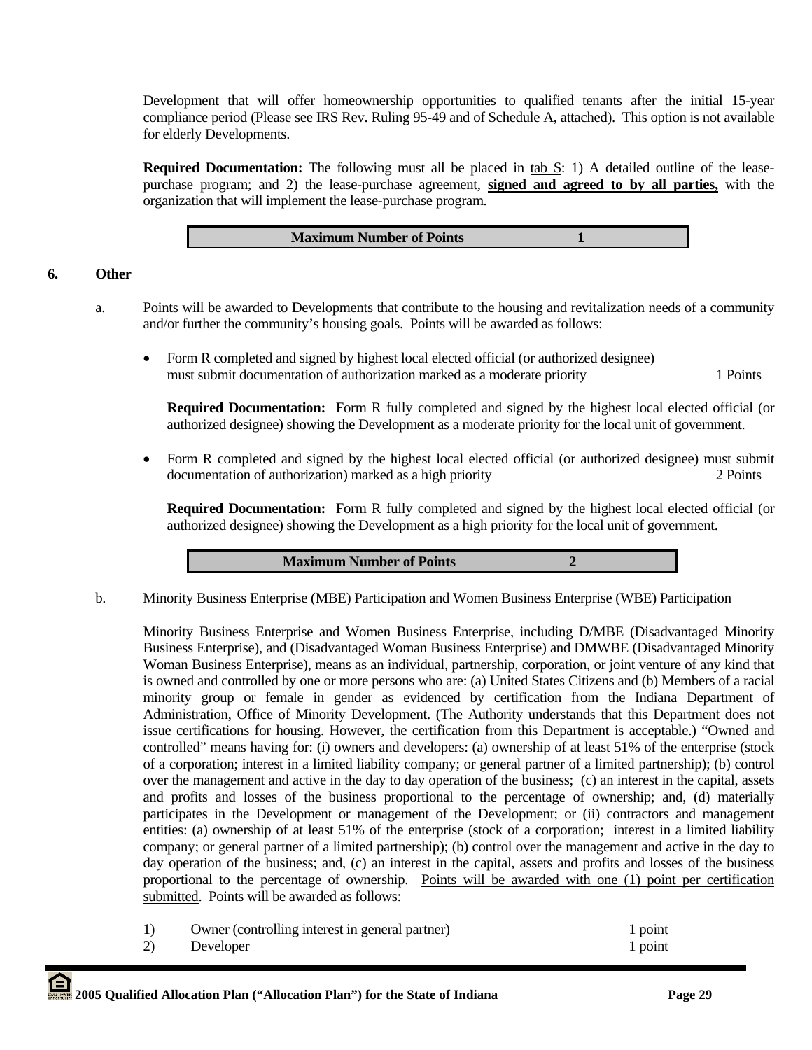Development that will offer homeownership opportunities to qualified tenants after the initial 15-year compliance period (Please see IRS Rev. Ruling 95-49 and of Schedule A, attached). This option is not available for elderly Developments.

**Required Documentation:** The following must all be placed in tab S: 1) A detailed outline of the lease-purchase program; and 2) the lease-purchase agreement, **signed and agreed to by all parties,** with the organization that will implement the lease-purchase program.

| **Maximum Number of Points** | **1** |
|---|---|

## 6. Other

a. Points will be awarded to Developments that contribute to the housing and revitalization needs of a community and/or further the community's housing goals. Points will be awarded as follows:

- Form R completed and signed by highest local elected official (or authorized designee) must submit documentation of authorization marked as a moderate priority — 1 Points

  **Required Documentation:** Form R fully completed and signed by the highest local elected official (or authorized designee) showing the Development as a moderate priority for the local unit of government.

- Form R completed and signed by the highest local elected official (or authorized designee) must submit documentation of authorization) marked as a high priority — 2 Points

  **Required Documentation:** Form R fully completed and signed by the highest local elected official (or authorized designee) showing the Development as a high priority for the local unit of government.

| **Maximum Number of Points** | **2** |
|---|---|

b. Minority Business Enterprise (MBE) Participation and Women Business Enterprise (WBE) Participation

Minority Business Enterprise and Women Business Enterprise, including D/MBE (Disadvantaged Minority Business Enterprise), and (Disadvantaged Woman Business Enterprise) and DMWBE (Disadvantaged Minority Woman Business Enterprise), means as an individual, partnership, corporation, or joint venture of any kind that is owned and controlled by one or more persons who are: (a) United States Citizens and (b) Members of a racial minority group or female in gender as evidenced by certification from the Indiana Department of Administration, Office of Minority Development. (The Authority understands that this Department does not issue certifications for housing. However, the certification from this Department is acceptable.) "Owned and controlled" means having for: (i) owners and developers: (a) ownership of at least 51% of the enterprise (stock of a corporation; interest in a limited liability company; or general partner of a limited partnership); (b) control over the management and active in the day to day operation of the business; (c) an interest in the capital, assets and profits and losses of the business proportional to the percentage of ownership; and, (d) materially participates in the Development or management of the Development; or (ii) contractors and management entities: (a) ownership of at least 51% of the enterprise (stock of a corporation; interest in a limited liability company; or general partner of a limited partnership); (b) control over the management and active in the day to day operation of the business; and, (c) an interest in the capital, assets and profits and losses of the business proportional to the percentage of ownership. Points will be awarded with one (1) point per certification submitted. Points will be awarded as follows:

1) Owner (controlling interest in general partner) — 1 point
2) Developer — 1 point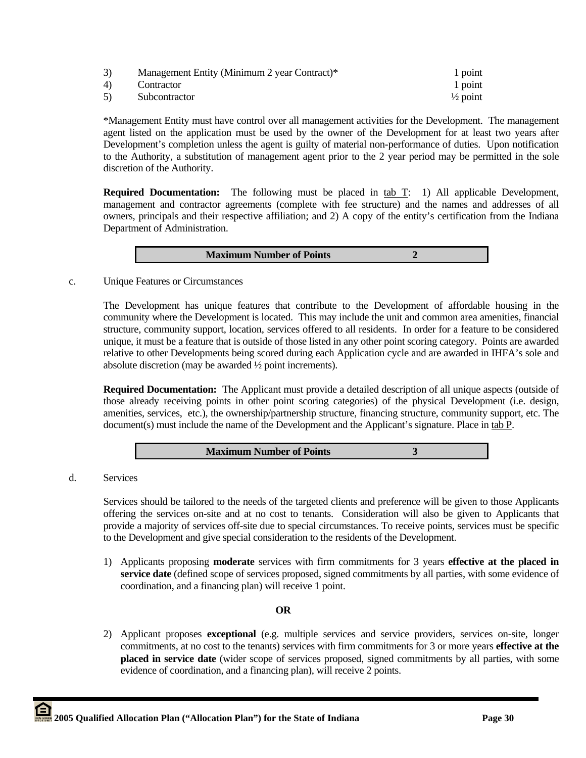| | | |
|---|---|---|
| 3) | Management Entity (Minimum 2 year Contract)* | 1 point |
| 4) | Contractor | 1 point |
| 5) | Subcontractor | ½ point |

*Management Entity must have control over all management activities for the Development. The management agent listed on the application must be used by the owner of the Development for at least two years after Development's completion unless the agent is guilty of material non-performance of duties. Upon notification to the Authority, a substitution of management agent prior to the 2 year period may be permitted in the sole discretion of the Authority.

**Required Documentation:** The following must be placed in tab T: 1) All applicable Development, management and contractor agreements (complete with fee structure) and the names and addresses of all owners, principals and their respective affiliation; and 2) A copy of the entity's certification from the Indiana Department of Administration.

| **Maximum Number of Points** | **2** |
|---|---|

c. Unique Features or Circumstances

The Development has unique features that contribute to the Development of affordable housing in the community where the Development is located. This may include the unit and common area amenities, financial structure, community support, location, services offered to all residents. In order for a feature to be considered unique, it must be a feature that is outside of those listed in any other point scoring category. Points are awarded relative to other Developments being scored during each Application cycle and are awarded in IHFA's sole and absolute discretion (may be awarded ½ point increments).

**Required Documentation:** The Applicant must provide a detailed description of all unique aspects (outside of those already receiving points in other point scoring categories) of the physical Development (i.e. design, amenities, services, etc.), the ownership/partnership structure, financing structure, community support, etc. The document(s) must include the name of the Development and the Applicant's signature. Place in tab P.

| **Maximum Number of Points** | **3** |
|---|---|

d. Services

Services should be tailored to the needs of the targeted clients and preference will be given to those Applicants offering the services on-site and at no cost to tenants. Consideration will also be given to Applicants that provide a majority of services off-site due to special circumstances. To receive points, services must be specific to the Development and give special consideration to the residents of the Development.

1) Applicants proposing **moderate** services with firm commitments for 3 years **effective at the placed in service date** (defined scope of services proposed, signed commitments by all parties, with some evidence of coordination, and a financing plan) will receive 1 point.

**OR**

2) Applicant proposes **exceptional** (e.g. multiple services and service providers, services on-site, longer commitments, at no cost to the tenants) services with firm commitments for 3 or more years **effective at the placed in service date** (wider scope of services proposed, signed commitments by all parties, with some evidence of coordination, and a financing plan), will receive 2 points.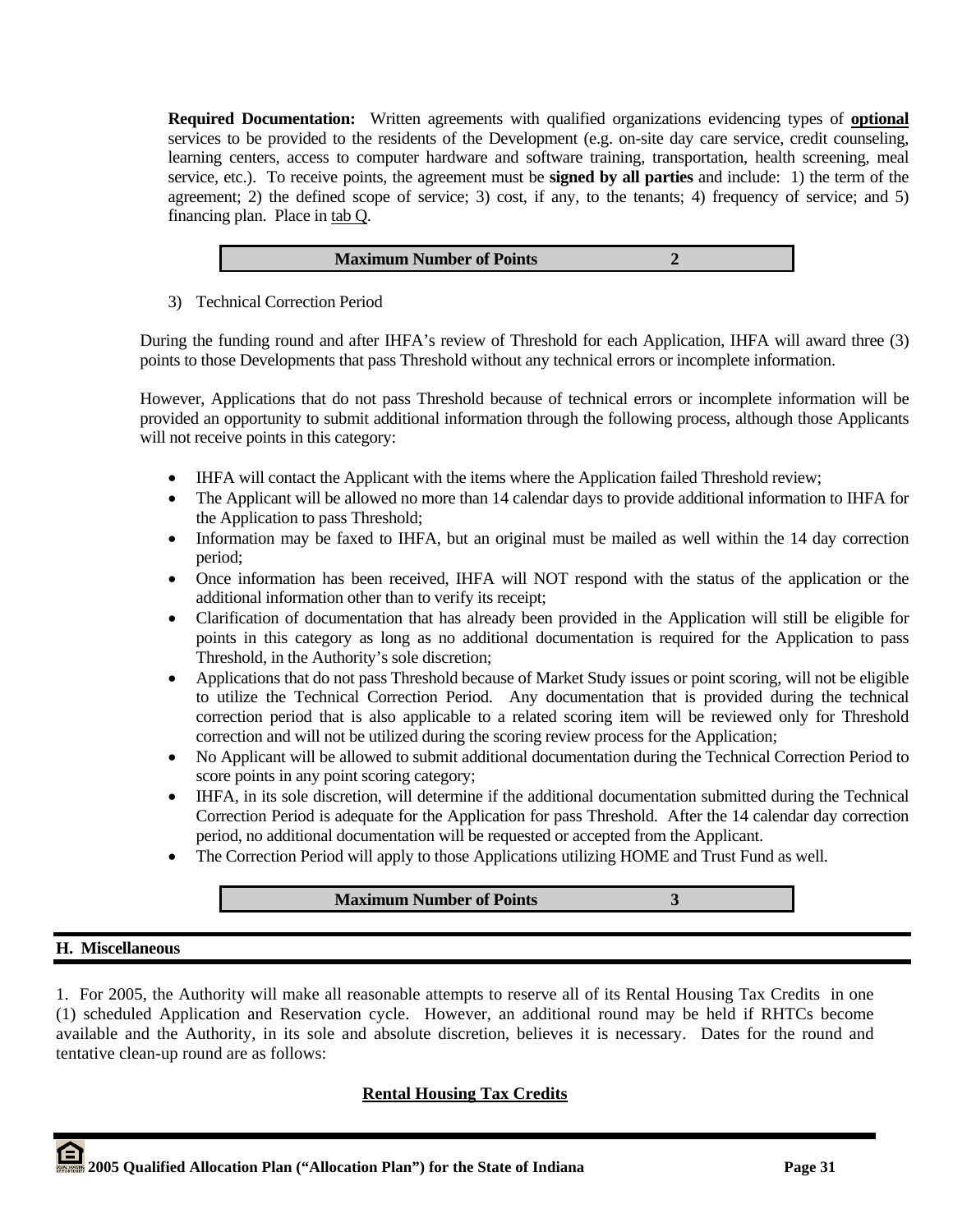**Required Documentation:** Written agreements with qualified organizations evidencing types of **optional** services to be provided to the residents of the Development (e.g. on-site day care service, credit counseling, learning centers, access to computer hardware and software training, transportation, health screening, meal service, etc.). To receive points, the agreement must be **signed by all parties** and include: 1) the term of the agreement; 2) the defined scope of service; 3) cost, if any, to the tenants; 4) frequency of service; and 5) financing plan. Place in tab Q.

| **Maximum Number of Points** | **2** |
|---|---|

3) Technical Correction Period

During the funding round and after IHFA's review of Threshold for each Application, IHFA will award three (3) points to those Developments that pass Threshold without any technical errors or incomplete information.

However, Applications that do not pass Threshold because of technical errors or incomplete information will be provided an opportunity to submit additional information through the following process, although those Applicants will not receive points in this category:

- IHFA will contact the Applicant with the items where the Application failed Threshold review;
- The Applicant will be allowed no more than 14 calendar days to provide additional information to IHFA for the Application to pass Threshold;
- Information may be faxed to IHFA, but an original must be mailed as well within the 14 day correction period;
- Once information has been received, IHFA will NOT respond with the status of the application or the additional information other than to verify its receipt;
- Clarification of documentation that has already been provided in the Application will still be eligible for points in this category as long as no additional documentation is required for the Application to pass Threshold, in the Authority's sole discretion;
- Applications that do not pass Threshold because of Market Study issues or point scoring, will not be eligible to utilize the Technical Correction Period. Any documentation that is provided during the technical correction period that is also applicable to a related scoring item will be reviewed only for Threshold correction and will not be utilized during the scoring review process for the Application;
- No Applicant will be allowed to submit additional documentation during the Technical Correction Period to score points in any point scoring category;
- IHFA, in its sole discretion, will determine if the additional documentation submitted during the Technical Correction Period is adequate for the Application for pass Threshold. After the 14 calendar day correction period, no additional documentation will be requested or accepted from the Applicant.
- The Correction Period will apply to those Applications utilizing HOME and Trust Fund as well.

| **Maximum Number of Points** | **3** |
|---|---|

## H. Miscellaneous

1. For 2005, the Authority will make all reasonable attempts to reserve all of its Rental Housing Tax Credits in one (1) scheduled Application and Reservation cycle. However, an additional round may be held if RHTCs become available and the Authority, in its sole and absolute discretion, believes it is necessary. Dates for the round and tentative clean-up round are as follows:

**Rental Housing Tax Credits**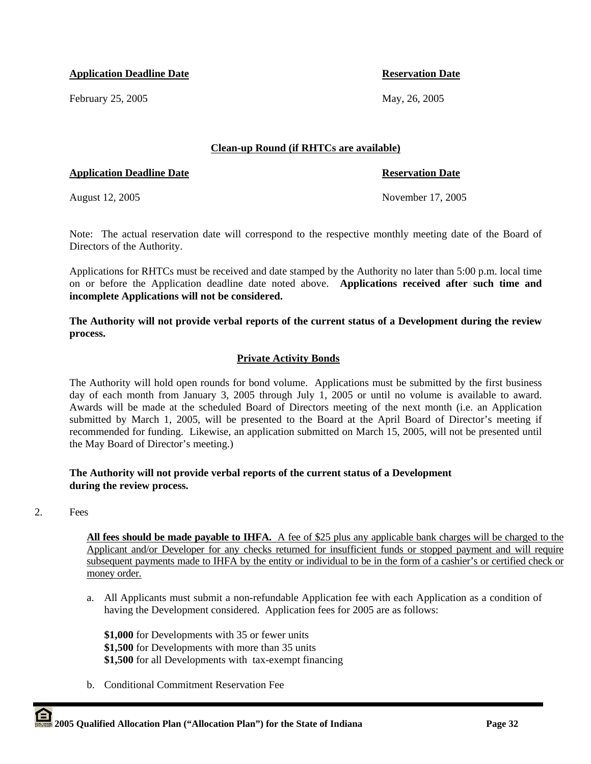| **Application Deadline Date** | **Reservation Date** |
| --- | --- |
| February 25, 2005 | May, 26, 2005 |

**Clean-up Round (if RHTCs are available)**

| **Application Deadline Date** | **Reservation Date** |
| --- | --- |
| August 12, 2005 | November 17, 2005 |

Note: The actual reservation date will correspond to the respective monthly meeting date of the Board of Directors of the Authority.

Applications for RHTCs must be received and date stamped by the Authority no later than 5:00 p.m. local time on or before the Application deadline date noted above. **Applications received after such time and incomplete Applications will not be considered.**

**The Authority will not provide verbal reports of the current status of a Development during the review process.**

**Private Activity Bonds**

The Authority will hold open rounds for bond volume. Applications must be submitted by the first business day of each month from January 3, 2005 through July 1, 2005 or until no volume is available to award. Awards will be made at the scheduled Board of Directors meeting of the next month (i.e. an Application submitted by March 1, 2005, will be presented to the Board at the April Board of Director's meeting if recommended for funding. Likewise, an application submitted on March 15, 2005, will not be presented until the May Board of Director's meeting.)

**The Authority will not provide verbal reports of the current status of a Development during the review process.**

2. Fees

**All fees should be made payable to IHFA.** A fee of $25 plus any applicable bank charges will be charged to the Applicant and/or Developer for any checks returned for insufficient funds or stopped payment and will require subsequent payments made to IHFA by the entity or individual to be in the form of a cashier's or certified check or money order.

a. All Applicants must submit a non-refundable Application fee with each Application as a condition of having the Development considered. Application fees for 2005 are as follows:

**$1,000** for Developments with 35 or fewer units
**$1,500** for Developments with more than 35 units
**$1,500** for all Developments with tax-exempt financing

b. Conditional Commitment Reservation Fee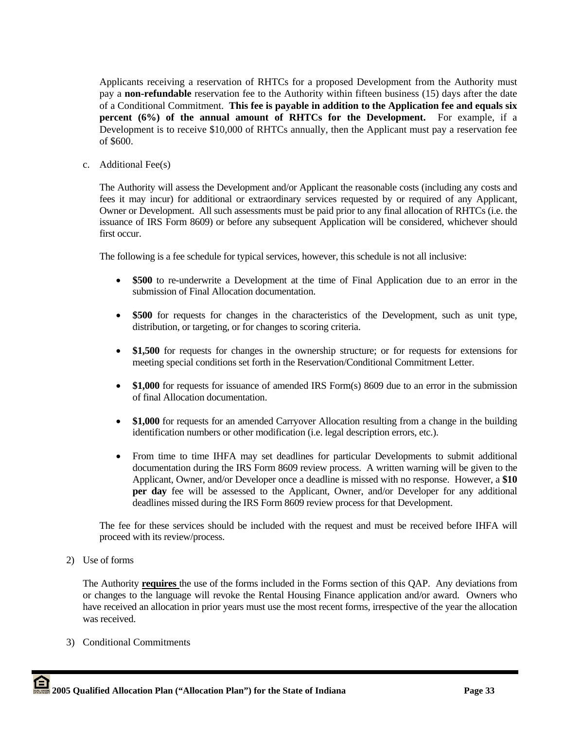Applicants receiving a reservation of RHTCs for a proposed Development from the Authority must pay a **non-refundable** reservation fee to the Authority within fifteen business (15) days after the date of a Conditional Commitment. **This fee is payable in addition to the Application fee and equals six percent (6%) of the annual amount of RHTCs for the Development.** For example, if a Development is to receive $10,000 of RHTCs annually, then the Applicant must pay a reservation fee of $600.

c. Additional Fee(s)

The Authority will assess the Development and/or Applicant the reasonable costs (including any costs and fees it may incur) for additional or extraordinary services requested by or required of any Applicant, Owner or Development. All such assessments must be paid prior to any final allocation of RHTCs (i.e. the issuance of IRS Form 8609) or before any subsequent Application will be considered, whichever should first occur.

The following is a fee schedule for typical services, however, this schedule is not all inclusive:

- **$500** to re-underwrite a Development at the time of Final Application due to an error in the submission of Final Allocation documentation.
- **$500** for requests for changes in the characteristics of the Development, such as unit type, distribution, or targeting, or for changes to scoring criteria.
- **$1,500** for requests for changes in the ownership structure; or for requests for extensions for meeting special conditions set forth in the Reservation/Conditional Commitment Letter.
- **$1,000** for requests for issuance of amended IRS Form(s) 8609 due to an error in the submission of final Allocation documentation.
- **$1,000** for requests for an amended Carryover Allocation resulting from a change in the building identification numbers or other modification (i.e. legal description errors, etc.).
- From time to time IHFA may set deadlines for particular Developments to submit additional documentation during the IRS Form 8609 review process. A written warning will be given to the Applicant, Owner, and/or Developer once a deadline is missed with no response. However, a **$10 per day** fee will be assessed to the Applicant, Owner, and/or Developer for any additional deadlines missed during the IRS Form 8609 review process for that Development.

The fee for these services should be included with the request and must be received before IHFA will proceed with its review/process.

2) Use of forms

The Authority **requires** the use of the forms included in the Forms section of this QAP. Any deviations from or changes to the language will revoke the Rental Housing Finance application and/or award. Owners who have received an allocation in prior years must use the most recent forms, irrespective of the year the allocation was received.

3) Conditional Commitments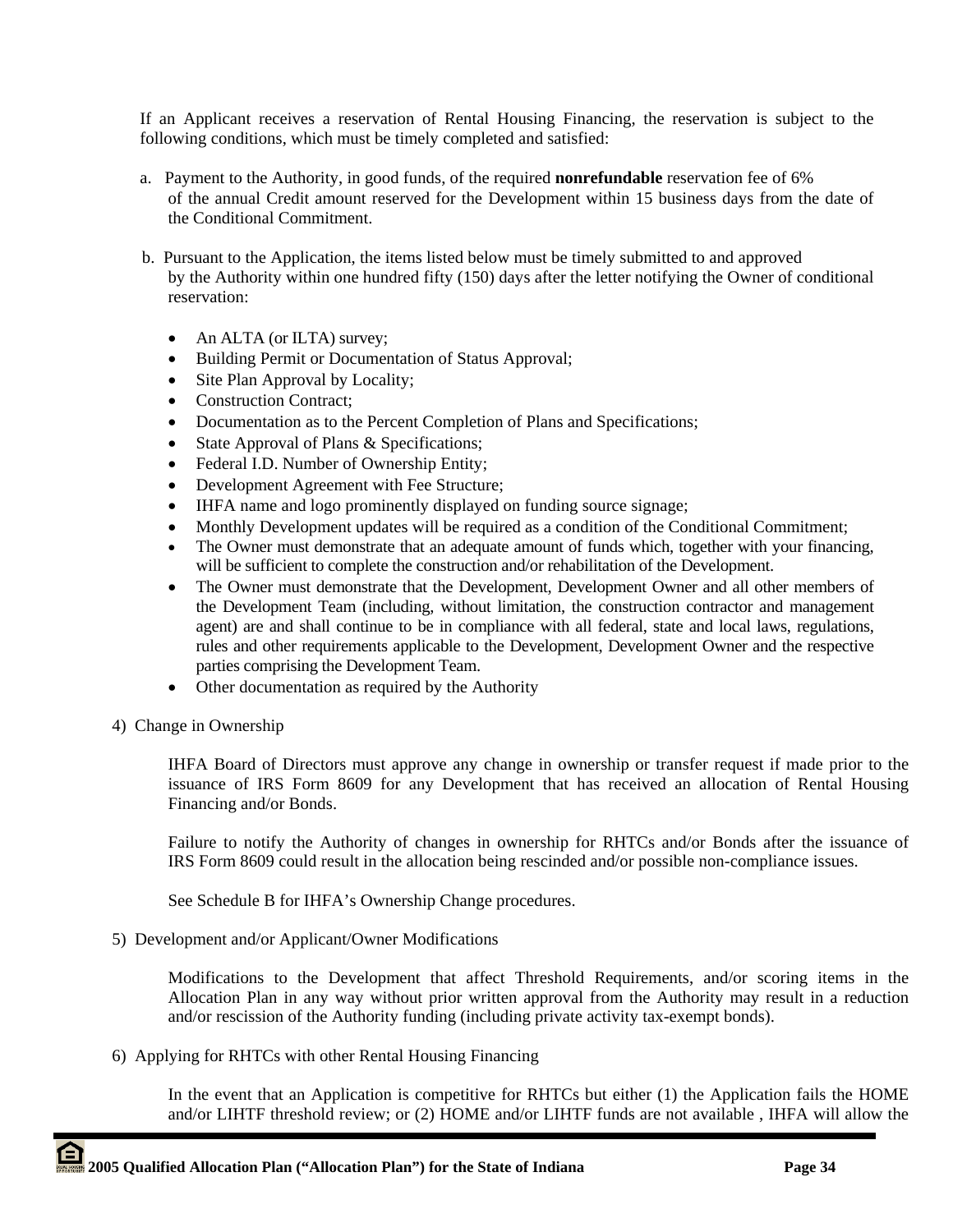If an Applicant receives a reservation of Rental Housing Financing, the reservation is subject to the following conditions, which must be timely completed and satisfied:

a. Payment to the Authority, in good funds, of the required **nonrefundable** reservation fee of 6% of the annual Credit amount reserved for the Development within 15 business days from the date of the Conditional Commitment.

b. Pursuant to the Application, the items listed below must be timely submitted to and approved by the Authority within one hundred fifty (150) days after the letter notifying the Owner of conditional reservation:

- An ALTA (or ILTA) survey;
- Building Permit or Documentation of Status Approval;
- Site Plan Approval by Locality;
- Construction Contract;
- Documentation as to the Percent Completion of Plans and Specifications;
- State Approval of Plans & Specifications;
- Federal I.D. Number of Ownership Entity;
- Development Agreement with Fee Structure;
- IHFA name and logo prominently displayed on funding source signage;
- Monthly Development updates will be required as a condition of the Conditional Commitment;
- The Owner must demonstrate that an adequate amount of funds which, together with your financing, will be sufficient to complete the construction and/or rehabilitation of the Development.
- The Owner must demonstrate that the Development, Development Owner and all other members of the Development Team (including, without limitation, the construction contractor and management agent) are and shall continue to be in compliance with all federal, state and local laws, regulations, rules and other requirements applicable to the Development, Development Owner and the respective parties comprising the Development Team.
- Other documentation as required by the Authority

4) Change in Ownership

IHFA Board of Directors must approve any change in ownership or transfer request if made prior to the issuance of IRS Form 8609 for any Development that has received an allocation of Rental Housing Financing and/or Bonds.

Failure to notify the Authority of changes in ownership for RHTCs and/or Bonds after the issuance of IRS Form 8609 could result in the allocation being rescinded and/or possible non-compliance issues.

See Schedule B for IHFA's Ownership Change procedures.

5) Development and/or Applicant/Owner Modifications

Modifications to the Development that affect Threshold Requirements, and/or scoring items in the Allocation Plan in any way without prior written approval from the Authority may result in a reduction and/or rescission of the Authority funding (including private activity tax-exempt bonds).

6) Applying for RHTCs with other Rental Housing Financing

In the event that an Application is competitive for RHTCs but either (1) the Application fails the HOME and/or LIHTF threshold review; or (2) HOME and/or LIHTF funds are not available , IHFA will allow the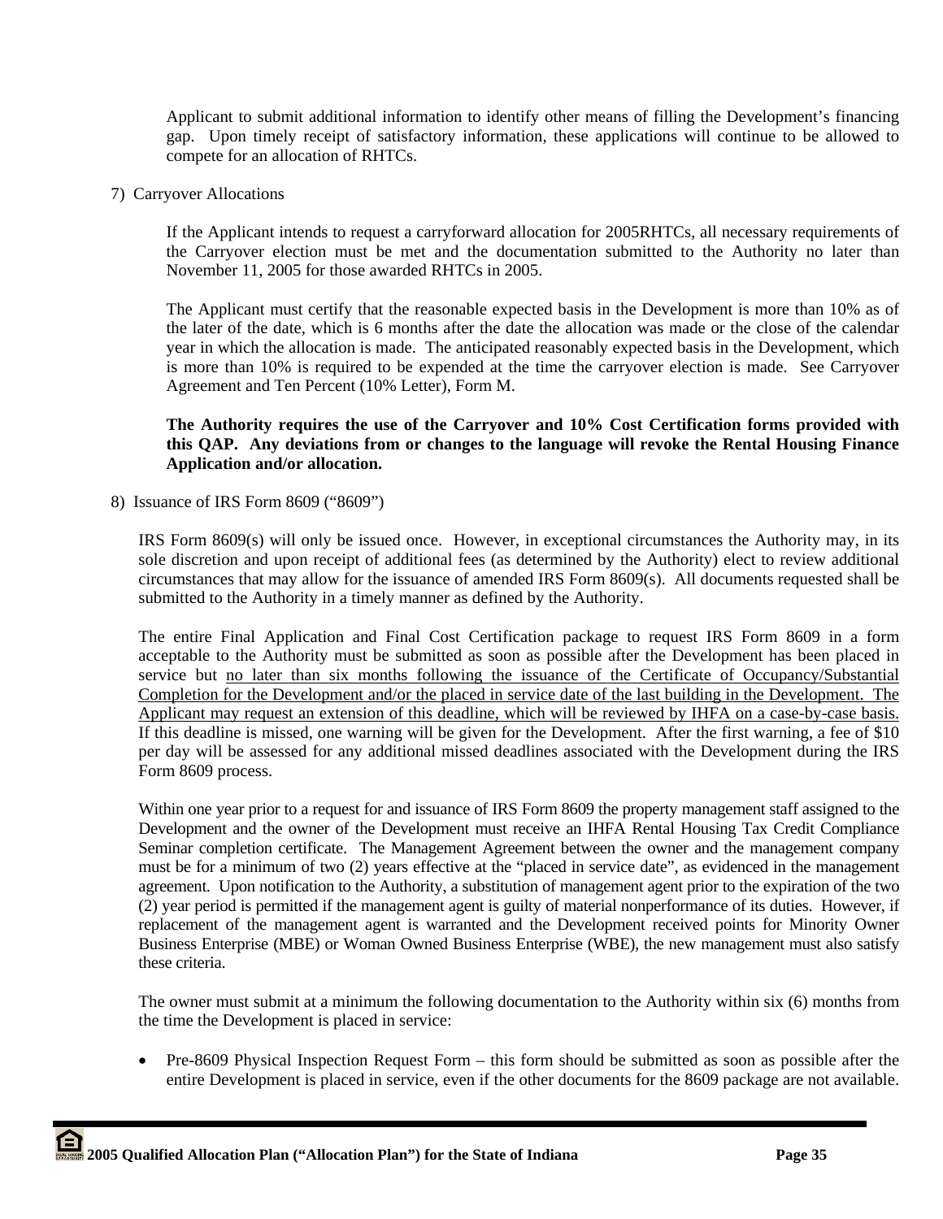Applicant to submit additional information to identify other means of filling the Development's financing gap. Upon timely receipt of satisfactory information, these applications will continue to be allowed to compete for an allocation of RHTCs.

7) Carryover Allocations

If the Applicant intends to request a carryforward allocation for 2005RHTCs, all necessary requirements of the Carryover election must be met and the documentation submitted to the Authority no later than November 11, 2005 for those awarded RHTCs in 2005.

The Applicant must certify that the reasonable expected basis in the Development is more than 10% as of the later of the date, which is 6 months after the date the allocation was made or the close of the calendar year in which the allocation is made. The anticipated reasonably expected basis in the Development, which is more than 10% is required to be expended at the time the carryover election is made. See Carryover Agreement and Ten Percent (10% Letter), Form M.

**The Authority requires the use of the Carryover and 10% Cost Certification forms provided with this QAP. Any deviations from or changes to the language will revoke the Rental Housing Finance Application and/or allocation.**

8) Issuance of IRS Form 8609 ("8609")

IRS Form 8609(s) will only be issued once. However, in exceptional circumstances the Authority may, in its sole discretion and upon receipt of additional fees (as determined by the Authority) elect to review additional circumstances that may allow for the issuance of amended IRS Form 8609(s). All documents requested shall be submitted to the Authority in a timely manner as defined by the Authority.

The entire Final Application and Final Cost Certification package to request IRS Form 8609 in a form acceptable to the Authority must be submitted as soon as possible after the Development has been placed in service but <u>no later than six months following the issuance of the Certificate of Occupancy/Substantial Completion for the Development and/or the placed in service date of the last building in the Development. The Applicant may request an extension of this deadline, which will be reviewed by IHFA on a case-by-case basis.</u> If this deadline is missed, one warning will be given for the Development. After the first warning, a fee of $10 per day will be assessed for any additional missed deadlines associated with the Development during the IRS Form 8609 process.

Within one year prior to a request for and issuance of IRS Form 8609 the property management staff assigned to the Development and the owner of the Development must receive an IHFA Rental Housing Tax Credit Compliance Seminar completion certificate. The Management Agreement between the owner and the management company must be for a minimum of two (2) years effective at the "placed in service date", as evidenced in the management agreement. Upon notification to the Authority, a substitution of management agent prior to the expiration of the two (2) year period is permitted if the management agent is guilty of material nonperformance of its duties. However, if replacement of the management agent is warranted and the Development received points for Minority Owner Business Enterprise (MBE) or Woman Owned Business Enterprise (WBE), the new management must also satisfy these criteria.

The owner must submit at a minimum the following documentation to the Authority within six (6) months from the time the Development is placed in service:

- Pre-8609 Physical Inspection Request Form – this form should be submitted as soon as possible after the entire Development is placed in service, even if the other documents for the 8609 package are not available.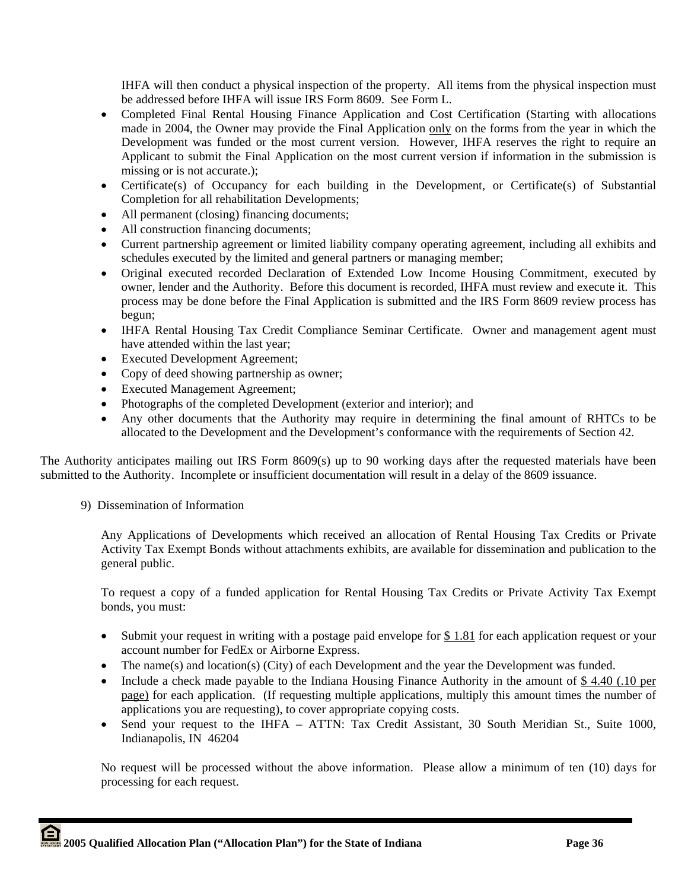IHFA will then conduct a physical inspection of the property. All items from the physical inspection must be addressed before IHFA will issue IRS Form 8609. See Form L.

- Completed Final Rental Housing Finance Application and Cost Certification (Starting with allocations made in 2004, the Owner may provide the Final Application only on the forms from the year in which the Development was funded or the most current version. However, IHFA reserves the right to require an Applicant to submit the Final Application on the most current version if information in the submission is missing or is not accurate.);
- Certificate(s) of Occupancy for each building in the Development, or Certificate(s) of Substantial Completion for all rehabilitation Developments;
- All permanent (closing) financing documents;
- All construction financing documents;
- Current partnership agreement or limited liability company operating agreement, including all exhibits and schedules executed by the limited and general partners or managing member;
- Original executed recorded Declaration of Extended Low Income Housing Commitment, executed by owner, lender and the Authority. Before this document is recorded, IHFA must review and execute it. This process may be done before the Final Application is submitted and the IRS Form 8609 review process has begun;
- IHFA Rental Housing Tax Credit Compliance Seminar Certificate. Owner and management agent must have attended within the last year;
- Executed Development Agreement;
- Copy of deed showing partnership as owner;
- Executed Management Agreement;
- Photographs of the completed Development (exterior and interior); and
- Any other documents that the Authority may require in determining the final amount of RHTCs to be allocated to the Development and the Development's conformance with the requirements of Section 42.

The Authority anticipates mailing out IRS Form 8609(s) up to 90 working days after the requested materials have been submitted to the Authority. Incomplete or insufficient documentation will result in a delay of the 8609 issuance.

9) Dissemination of Information

Any Applications of Developments which received an allocation of Rental Housing Tax Credits or Private Activity Tax Exempt Bonds without attachments exhibits, are available for dissemination and publication to the general public.

To request a copy of a funded application for Rental Housing Tax Credits or Private Activity Tax Exempt bonds, you must:

- Submit your request in writing with a postage paid envelope for $ 1.81 for each application request or your account number for FedEx or Airborne Express.
- The name(s) and location(s) (City) of each Development and the year the Development was funded.
- Include a check made payable to the Indiana Housing Finance Authority in the amount of $ 4.40 (.10 per page) for each application. (If requesting multiple applications, multiply this amount times the number of applications you are requesting), to cover appropriate copying costs.
- Send your request to the IHFA – ATTN: Tax Credit Assistant, 30 South Meridian St., Suite 1000, Indianapolis, IN 46204

No request will be processed without the above information. Please allow a minimum of ten (10) days for processing for each request.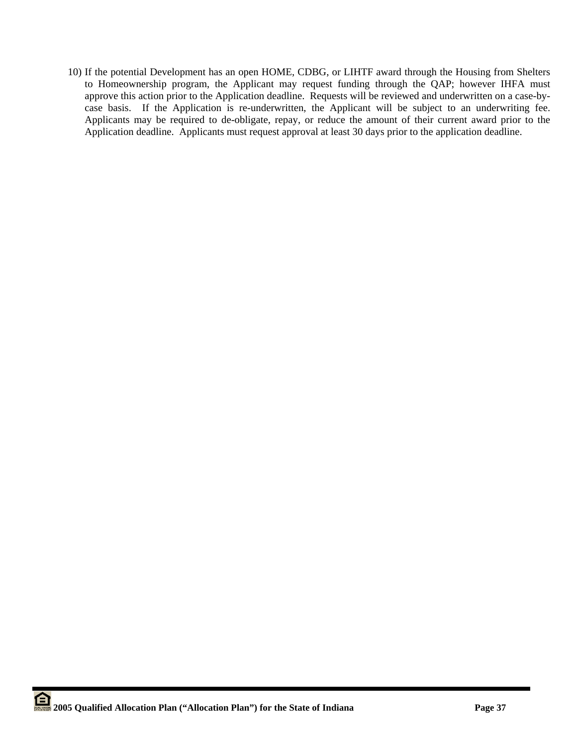10) If the potential Development has an open HOME, CDBG, or LIHTF award through the Housing from Shelters to Homeownership program, the Applicant may request funding through the QAP; however IHFA must approve this action prior to the Application deadline. Requests will be reviewed and underwritten on a case-by-case basis. If the Application is re-underwritten, the Applicant will be subject to an underwriting fee. Applicants may be required to de-obligate, repay, or reduce the amount of their current award prior to the Application deadline. Applicants must request approval at least 30 days prior to the application deadline.